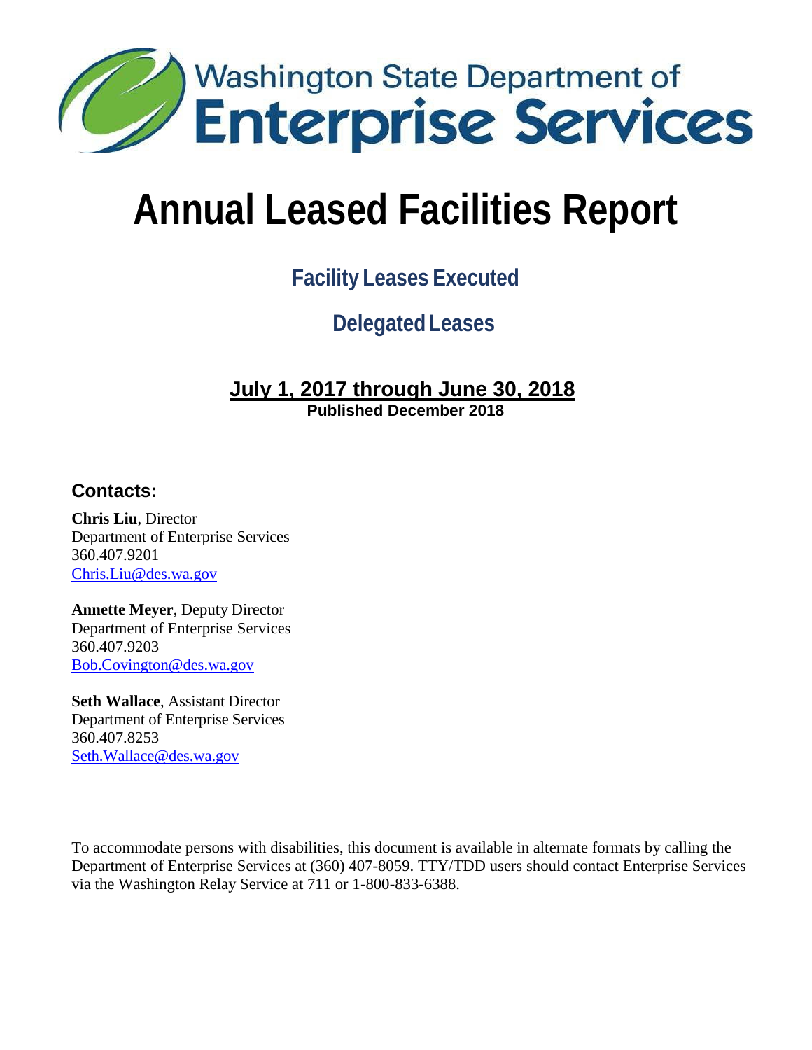Washington State Department of
**Enterprise Services**

# Annual Leased Facilities Report

## Facility Leases Executed

## Delegated Leases

**July 1, 2017 through June 30, 2018**
**Published December 2018**

### Contacts:

**Chris Liu**, Director
Department of Enterprise Services
360.407.9201
Chris.Liu@des.wa.gov

**Annette Meyer**, Deputy Director
Department of Enterprise Services
360.407.9203
Bob.Covington@des.wa.gov

**Seth Wallace**, Assistant Director
Department of Enterprise Services
360.407.8253
Seth.Wallace@des.wa.gov

To accommodate persons with disabilities, this document is available in alternate formats by calling the Department of Enterprise Services at (360) 407-8059. TTY/TDD users should contact Enterprise Services via the Washington Relay Service at 711 or 1-800-833-6388.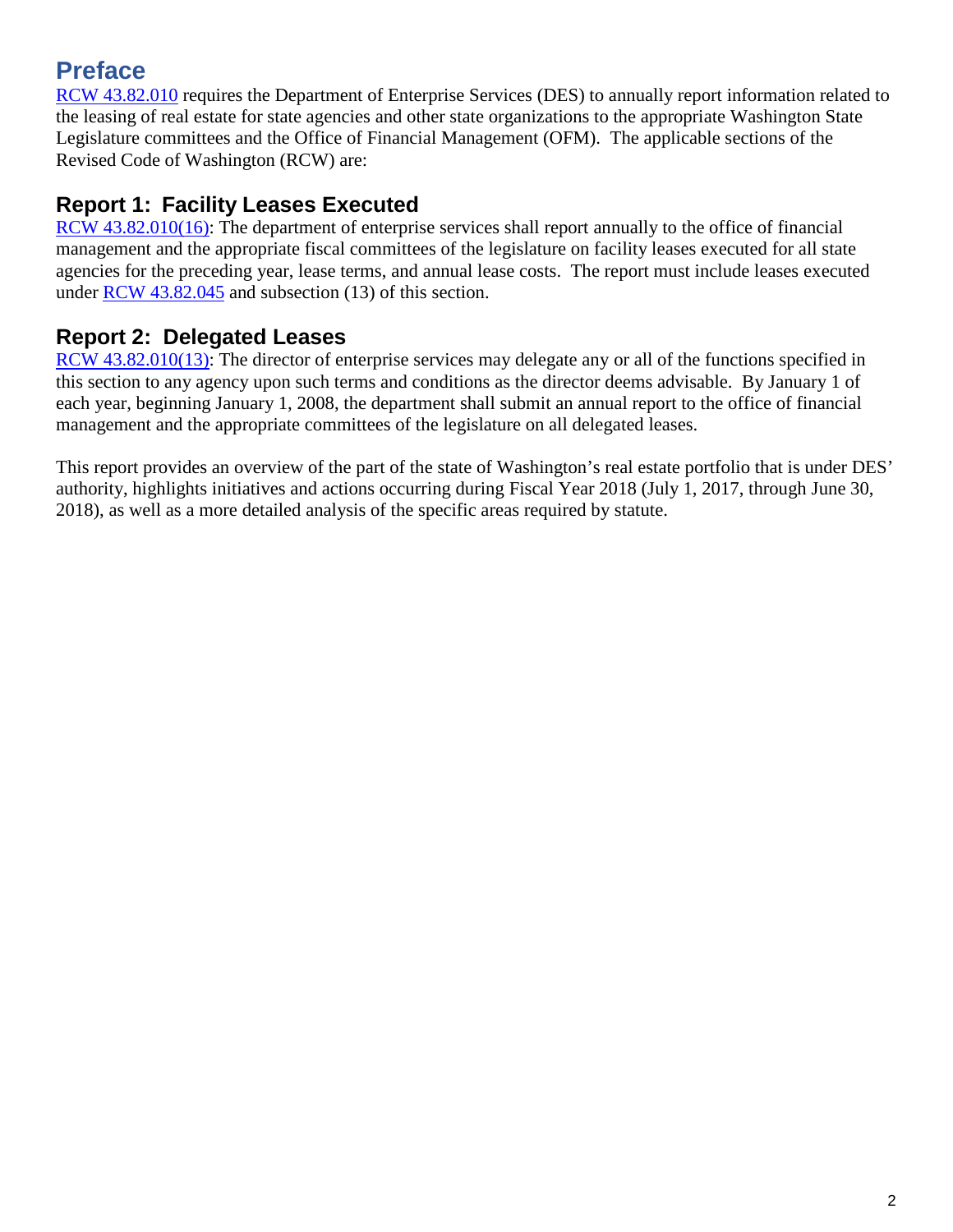# Preface

RCW 43.82.010 requires the Department of Enterprise Services (DES) to annually report information related to the leasing of real estate for state agencies and other state organizations to the appropriate Washington State Legislature committees and the Office of Financial Management (OFM). The applicable sections of the Revised Code of Washington (RCW) are:

## Report 1: Facility Leases Executed

RCW 43.82.010(16): The department of enterprise services shall report annually to the office of financial management and the appropriate fiscal committees of the legislature on facility leases executed for all state agencies for the preceding year, lease terms, and annual lease costs. The report must include leases executed under RCW 43.82.045 and subsection (13) of this section.

## Report 2: Delegated Leases

RCW 43.82.010(13): The director of enterprise services may delegate any or all of the functions specified in this section to any agency upon such terms and conditions as the director deems advisable. By January 1 of each year, beginning January 1, 2008, the department shall submit an annual report to the office of financial management and the appropriate committees of the legislature on all delegated leases.

This report provides an overview of the part of the state of Washington's real estate portfolio that is under DES' authority, highlights initiatives and actions occurring during Fiscal Year 2018 (July 1, 2017, through June 30, 2018), as well as a more detailed analysis of the specific areas required by statute.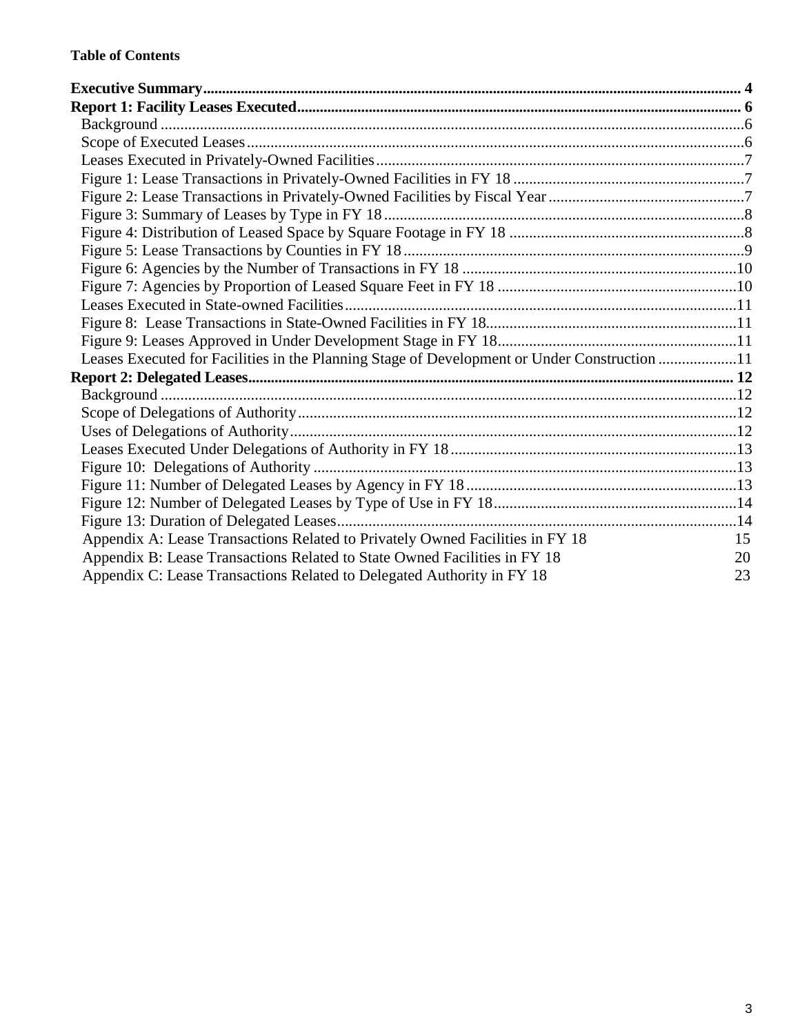**Table of Contents**

**Executive Summary** .......................................................... 4
**Report 1: Facility Leases Executed** .......................................................... 6
- Background .......................................................... 6
- Scope of Executed Leases .......................................................... 6
- Leases Executed in Privately-Owned Facilities .......................................................... 7
- Figure 1: Lease Transactions in Privately-Owned Facilities in FY 18 .......................................................... 7
- Figure 2: Lease Transactions in Privately-Owned Facilities by Fiscal Year .......................................................... 7
- Figure 3: Summary of Leases by Type in FY 18 .......................................................... 8
- Figure 4: Distribution of Leased Space by Square Footage in FY 18 .......................................................... 8
- Figure 5: Lease Transactions by Counties in FY 18 .......................................................... 9
- Figure 6: Agencies by the Number of Transactions in FY 18 .......................................................... 10
- Figure 7: Agencies by Proportion of Leased Square Feet in FY 18 .......................................................... 10
- Leases Executed in State-owned Facilities .......................................................... 11
- Figure 8: Lease Transactions in State-Owned Facilities in FY 18 .......................................................... 11
- Figure 9: Leases Approved in Under Development Stage in FY 18 .......................................................... 11
- Leases Executed for Facilities in the Planning Stage of Development or Under Construction .......................................................... 11

**Report 2: Delegated Leases** .......................................................... 12
- Background .......................................................... 12
- Scope of Delegations of Authority .......................................................... 12
- Uses of Delegations of Authority .......................................................... 12
- Leases Executed Under Delegations of Authority in FY 18 .......................................................... 13
- Figure 10: Delegations of Authority .......................................................... 13
- Figure 11: Number of Delegated Leases by Agency in FY 18 .......................................................... 13
- Figure 12: Number of Delegated Leases by Type of Use in FY 18 .......................................................... 14
- Figure 13: Duration of Delegated Leases .......................................................... 14
- Appendix A: Lease Transactions Related to Privately Owned Facilities in FY 18 15
- Appendix B: Lease Transactions Related to State Owned Facilities in FY 18 20
- Appendix C: Lease Transactions Related to Delegated Authority in FY 18 23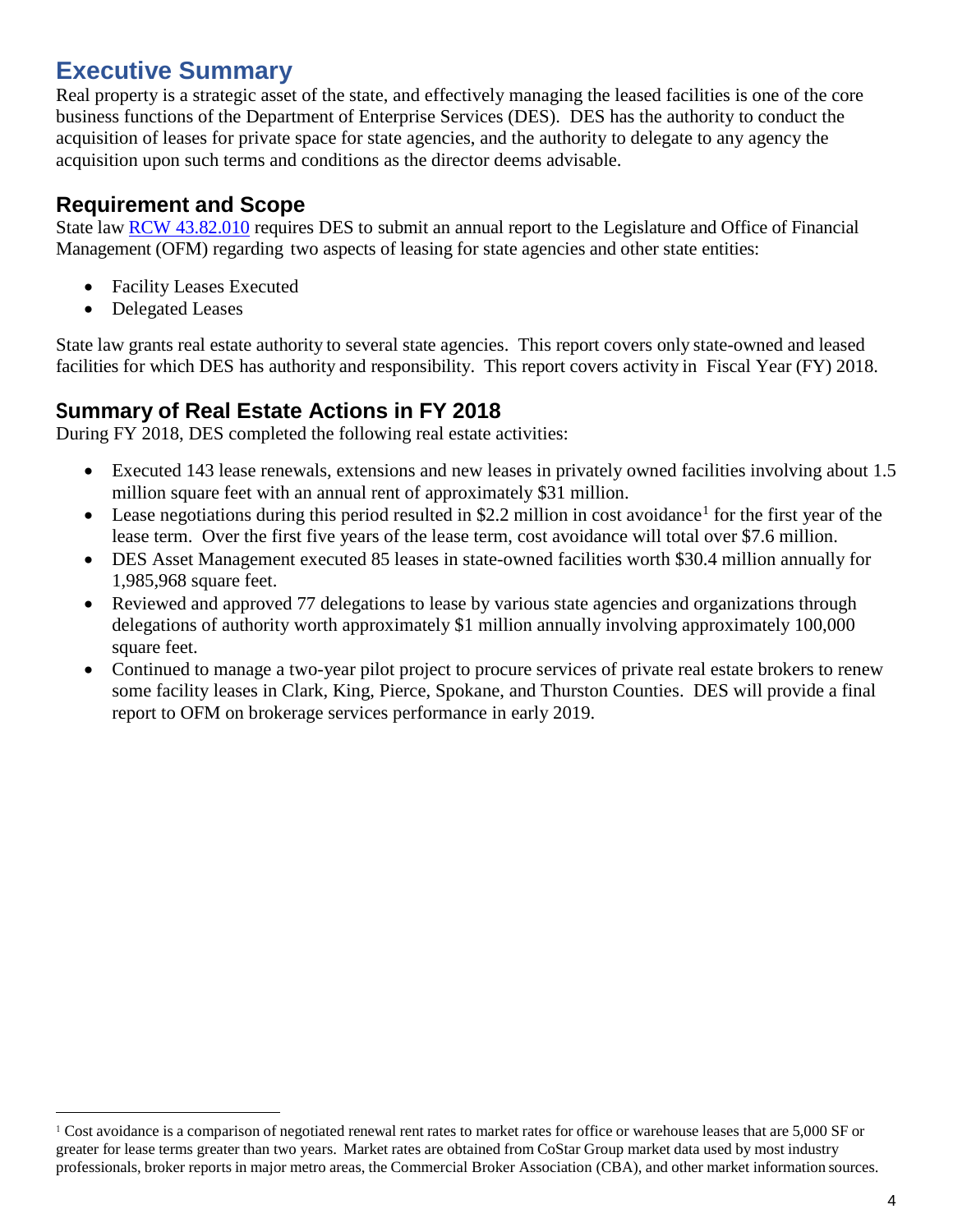# Executive Summary

Real property is a strategic asset of the state, and effectively managing the leased facilities is one of the core business functions of the Department of Enterprise Services (DES). DES has the authority to conduct the acquisition of leases for private space for state agencies, and the authority to delegate to any agency the acquisition upon such terms and conditions as the director deems advisable.

## Requirement and Scope

State law [RCW 43.82.010](RCW 43.82.010) requires DES to submit an annual report to the Legislature and Office of Financial Management (OFM) regarding two aspects of leasing for state agencies and other state entities:

- Facility Leases Executed
- Delegated Leases

State law grants real estate authority to several state agencies. This report covers only state-owned and leased facilities for which DES has authority and responsibility. This report covers activity in Fiscal Year (FY) 2018.

## Summary of Real Estate Actions in FY 2018

During FY 2018, DES completed the following real estate activities:

- Executed 143 lease renewals, extensions and new leases in privately owned facilities involving about 1.5 million square feet with an annual rent of approximately $31 million.
- Lease negotiations during this period resulted in $2.2 million in cost avoidance[1] for the first year of the lease term. Over the first five years of the lease term, cost avoidance will total over $7.6 million.
- DES Asset Management executed 85 leases in state-owned facilities worth $30.4 million annually for 1,985,968 square feet.
- Reviewed and approved 77 delegations to lease by various state agencies and organizations through delegations of authority worth approximately $1 million annually involving approximately 100,000 square feet.
- Continued to manage a two-year pilot project to procure services of private real estate brokers to renew some facility leases in Clark, King, Pierce, Spokane, and Thurston Counties. DES will provide a final report to OFM on brokerage services performance in early 2019.

---

[1] Cost avoidance is a comparison of negotiated renewal rent rates to market rates for office or warehouse leases that are 5,000 SF or greater for lease terms greater than two years. Market rates are obtained from CoStar Group market data used by most industry professionals, broker reports in major metro areas, the Commercial Broker Association (CBA), and other market information sources.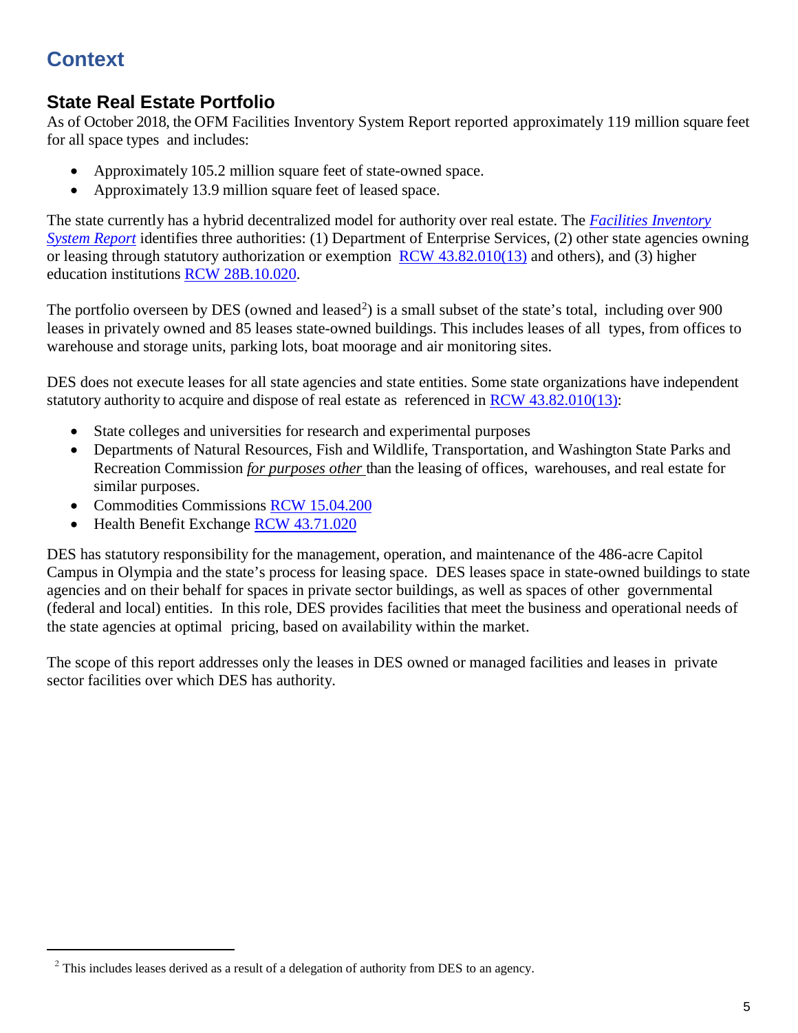# Context

## State Real Estate Portfolio

As of October 2018, the OFM Facilities Inventory System Report reported approximately 119 million square feet for all space types and includes:

- Approximately 105.2 million square feet of state-owned space.
- Approximately 13.9 million square feet of leased space.

The state currently has a hybrid decentralized model for authority over real estate. The *Facilities Inventory System Report* identifies three authorities: (1) Department of Enterprise Services, (2) other state agencies owning or leasing through statutory authorization or exemption RCW 43.82.010(13) and others), and (3) higher education institutions RCW 28B.10.020.

The portfolio overseen by DES (owned and leased[2]) is a small subset of the state's total, including over 900 leases in privately owned and 85 leases state-owned buildings. This includes leases of all types, from offices to warehouse and storage units, parking lots, boat moorage and air monitoring sites.

DES does not execute leases for all state agencies and state entities. Some state organizations have independent statutory authority to acquire and dispose of real estate as referenced in RCW 43.82.010(13):

- State colleges and universities for research and experimental purposes
- Departments of Natural Resources, Fish and Wildlife, Transportation, and Washington State Parks and Recreation Commission ***for purposes other*** than the leasing of offices, warehouses, and real estate for similar purposes.
- Commodities Commissions RCW 15.04.200
- Health Benefit Exchange RCW 43.71.020

DES has statutory responsibility for the management, operation, and maintenance of the 486-acre Capitol Campus in Olympia and the state's process for leasing space. DES leases space in state-owned buildings to state agencies and on their behalf for spaces in private sector buildings, as well as spaces of other governmental (federal and local) entities. In this role, DES provides facilities that meet the business and operational needs of the state agencies at optimal pricing, based on availability within the market.

The scope of this report addresses only the leases in DES owned or managed facilities and leases in private sector facilities over which DES has authority.

---

[2] This includes leases derived as a result of a delegation of authority from DES to an agency.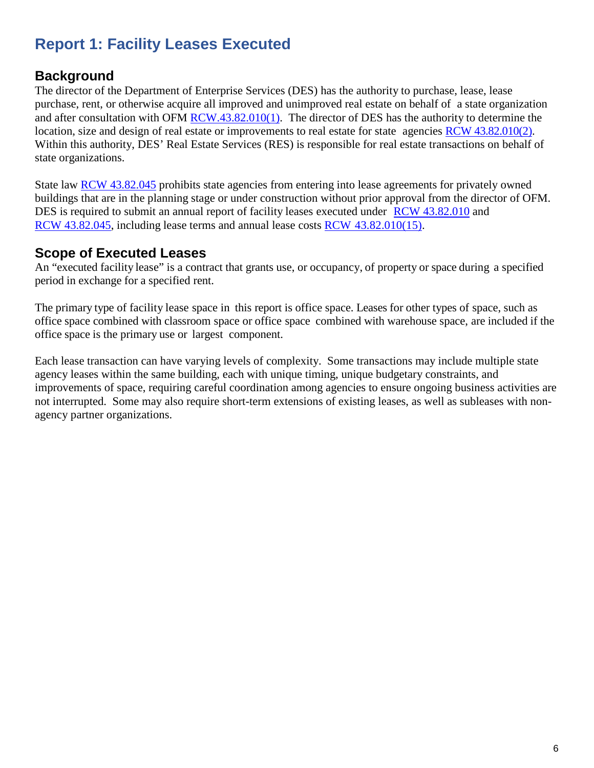# Report 1: Facility Leases Executed

## Background

The director of the Department of Enterprise Services (DES) has the authority to purchase, lease, lease purchase, rent, or otherwise acquire all improved and unimproved real estate on behalf of a state organization and after consultation with OFM RCW.43.82.010(1). The director of DES has the authority to determine the location, size and design of real estate or improvements to real estate for state agencies RCW 43.82.010(2). Within this authority, DES' Real Estate Services (RES) is responsible for real estate transactions on behalf of state organizations.

State law RCW 43.82.045 prohibits state agencies from entering into lease agreements for privately owned buildings that are in the planning stage or under construction without prior approval from the director of OFM. DES is required to submit an annual report of facility leases executed under RCW 43.82.010 and RCW 43.82.045, including lease terms and annual lease costs RCW 43.82.010(15).

## Scope of Executed Leases

An "executed facility lease" is a contract that grants use, or occupancy, of property or space during a specified period in exchange for a specified rent.

The primary type of facility lease space in this report is office space. Leases for other types of space, such as office space combined with classroom space or office space combined with warehouse space, are included if the office space is the primary use or largest component.

Each lease transaction can have varying levels of complexity. Some transactions may include multiple state agency leases within the same building, each with unique timing, unique budgetary constraints, and improvements of space, requiring careful coordination among agencies to ensure ongoing business activities are not interrupted. Some may also require short-term extensions of existing leases, as well as subleases with non-agency partner organizations.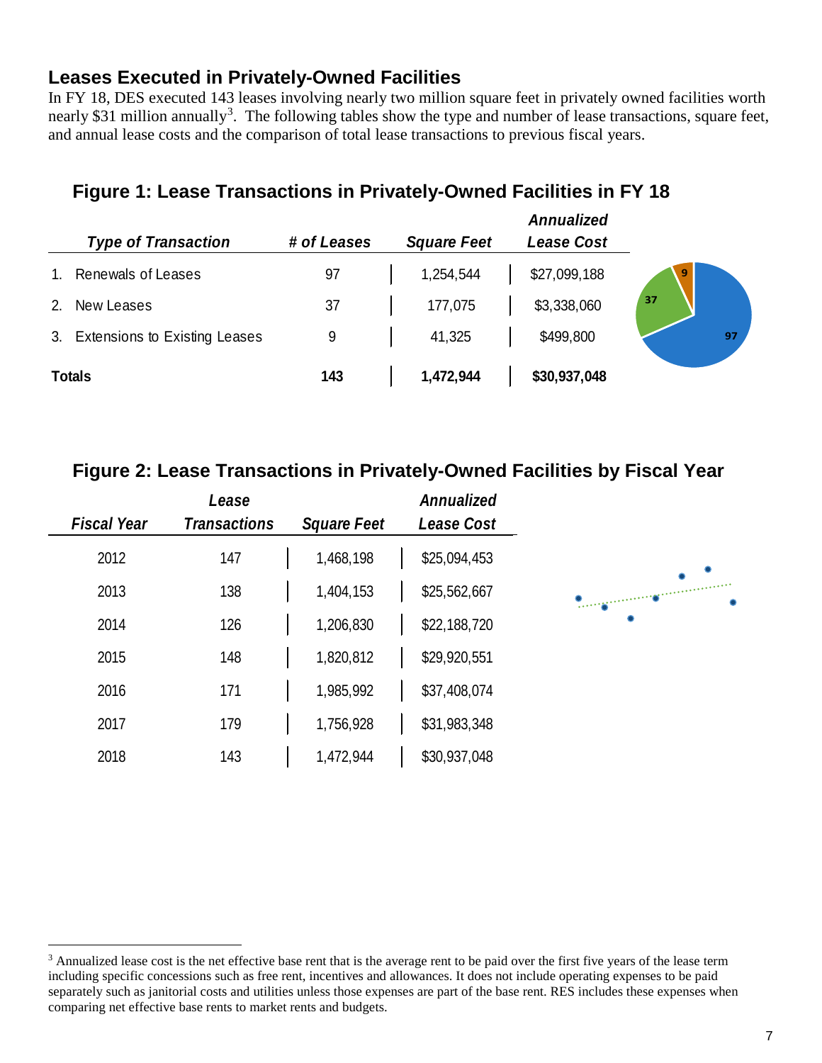## Leases Executed in Privately-Owned Facilities

In FY 18, DES executed 143 leases involving nearly two million square feet in privately owned facilities worth nearly $31 million annually[3]. The following tables show the type and number of lease transactions, square feet, and annual lease costs and the comparison of total lease transactions to previous fiscal years.

### Figure 1: Lease Transactions in Privately-Owned Facilities in FY 18

| *Type of Transaction* | *# of Leases* | *Square Feet* | *Annualized Lease Cost* |
|---|---|---|---|
| 1. Renewals of Leases | 97 | 1,254,544 | $27,099,188 |
| 2. New Leases | 37 | 177,075 | $3,338,060 |
| 3. Extensions to Existing Leases | 9 | 41,325 | $499,800 |
| **Totals** | **143** | **1,472,944** | **$30,937,048** |

### Figure 2: Lease Transactions in Privately-Owned Facilities by Fiscal Year

| *Fiscal Year* | *Lease Transactions* | *Square Feet* | *Annualized Lease Cost* |
|---|---|---|---|
| 2012 | 147 | 1,468,198 | $25,094,453 |
| 2013 | 138 | 1,404,153 | $25,562,667 |
| 2014 | 126 | 1,206,830 | $22,188,720 |
| 2015 | 148 | 1,820,812 | $29,920,551 |
| 2016 | 171 | 1,985,992 | $37,408,074 |
| 2017 | 179 | 1,756,928 | $31,983,348 |
| 2018 | 143 | 1,472,944 | $30,937,048 |

[3] Annualized lease cost is the net effective base rent that is the average rent to be paid over the first five years of the lease term including specific concessions such as free rent, incentives and allowances. It does not include operating expenses to be paid separately such as janitorial costs and utilities unless those expenses are part of the base rent. RES includes these expenses when comparing net effective base rents to market rents and budgets.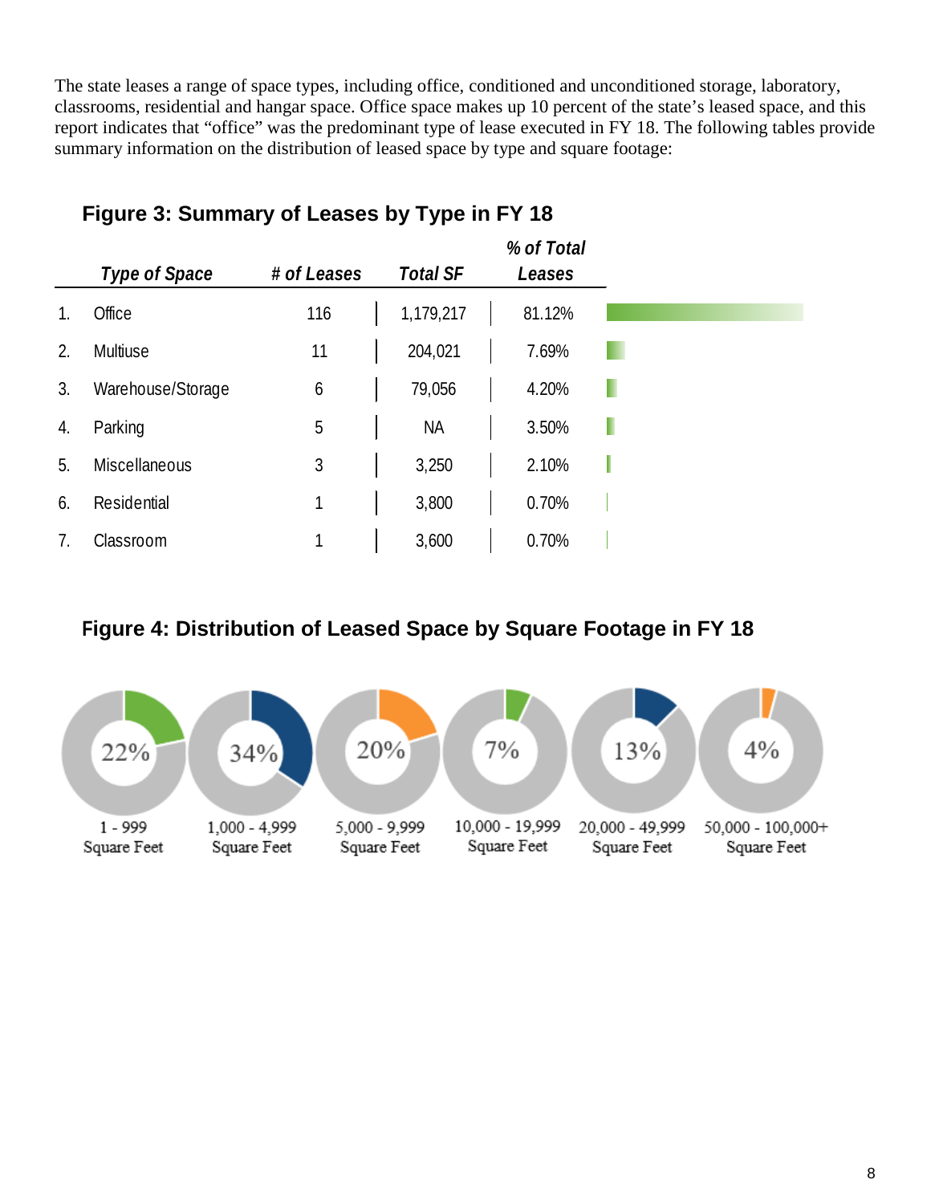The state leases a range of space types, including office, conditioned and unconditioned storage, laboratory, classrooms, residential and hangar space. Office space makes up 10 percent of the state's leased space, and this report indicates that "office" was the predominant type of lease executed in FY 18. The following tables provide summary information on the distribution of leased space by type and square footage:

## Figure 3: Summary of Leases by Type in FY 18

| | *Type of Space* | *# of Leases* | *Total SF* | *% of Total Leases* |
|---|---|---|---|---|
| 1. | Office | 116 | 1,179,217 | 81.12% |
| 2. | Multiuse | 11 | 204,021 | 7.69% |
| 3. | Warehouse/Storage | 6 | 79,056 | 4.20% |
| 4. | Parking | 5 | NA | 3.50% |
| 5. | Miscellaneous | 3 | 3,250 | 2.10% |
| 6. | Residential | 1 | 3,800 | 0.70% |
| 7. | Classroom | 1 | 3,600 | 0.70% |

## Figure 4: Distribution of Leased Space by Square Footage in FY 18

| 1 - 999 Square Feet | 1,000 - 4,999 Square Feet | 5,000 - 9,999 Square Feet | 10,000 - 19,999 Square Feet | 20,000 - 49,999 Square Feet | 50,000 - 100,000+ Square Feet |
|---|---|---|---|---|---|
| 22% | 34% | 20% | 7% | 13% | 4% |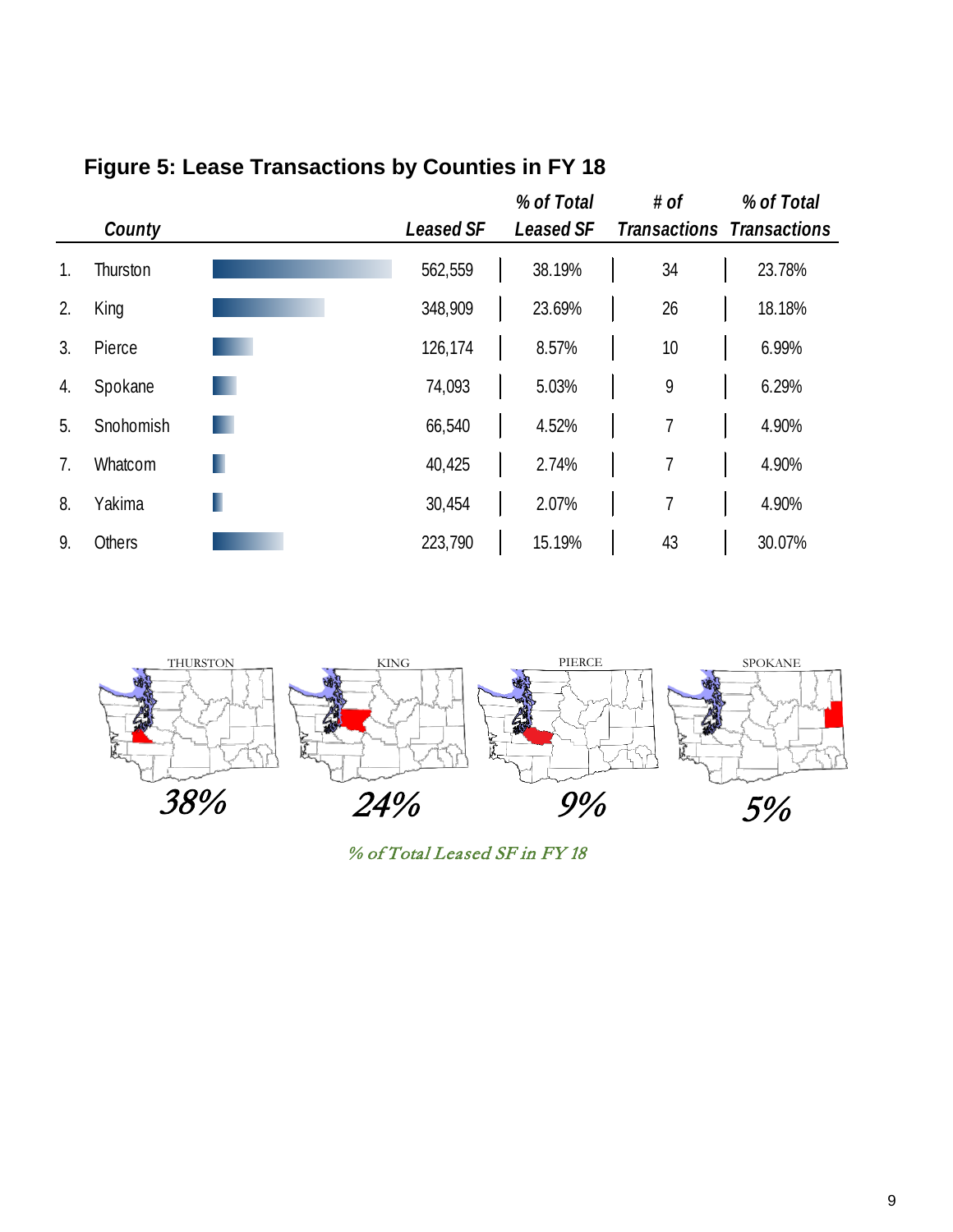## Figure 5: Lease Transactions by Counties in FY 18

| | County | Leased SF | % of Total Leased SF | # of Transactions | % of Total Transactions |
|---|---|---|---|---|---|
| 1. | Thurston | 562,559 | 38.19% | 34 | 23.78% |
| 2. | King | 348,909 | 23.69% | 26 | 18.18% |
| 3. | Pierce | 126,174 | 8.57% | 10 | 6.99% |
| 4. | Spokane | 74,093 | 5.03% | 9 | 6.29% |
| 5. | Snohomish | 66,540 | 4.52% | 7 | 4.90% |
| 7. | Whatcom | 40,425 | 2.74% | 7 | 4.90% |
| 8. | Yakima | 30,454 | 2.07% | 7 | 4.90% |
| 9. | Others | 223,790 | 15.19% | 43 | 30.07% |

THURSTON 38% | KING 24% | PIERCE 9% | SPOKANE 5%

*% of Total Leased SF in FY 18*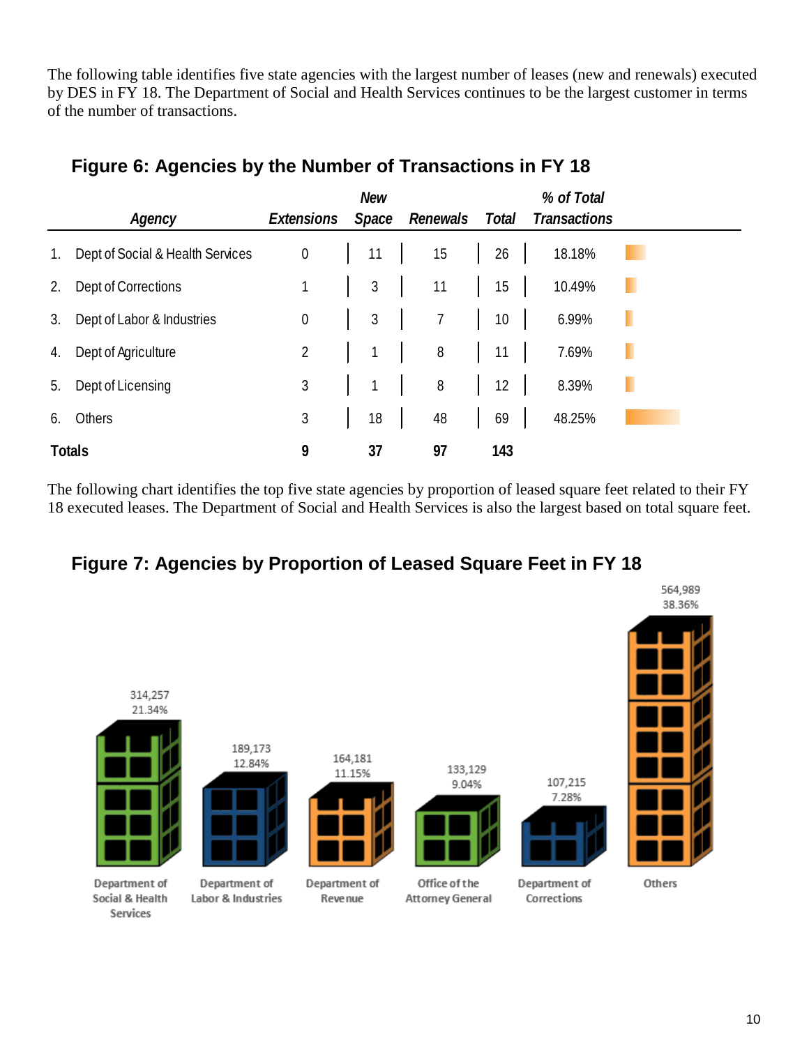The following table identifies five state agencies with the largest number of leases (new and renewals) executed by DES in FY 18. The Department of Social and Health Services continues to be the largest customer in terms of the number of transactions.

## Figure 6: Agencies by the Number of Transactions in FY 18

| | *Agency* | *Extensions* | *New Space* | *Renewals* | *Total* | *% of Total Transactions* |
|---|---|---|---|---|---|---|
| 1. | Dept of Social & Health Services | 0 | 11 | 15 | 26 | 18.18% |
| 2. | Dept of Corrections | 1 | 3 | 11 | 15 | 10.49% |
| 3. | Dept of Labor & Industries | 0 | 3 | 7 | 10 | 6.99% |
| 4. | Dept of Agriculture | 2 | 1 | 8 | 11 | 7.69% |
| 5. | Dept of Licensing | 3 | 1 | 8 | 12 | 8.39% |
| 6. | Others | 3 | 18 | 48 | 69 | 48.25% |
| **Totals** | | **9** | **37** | **97** | **143** | |

The following chart identifies the top five state agencies by proportion of leased square feet related to their FY 18 executed leases. The Department of Social and Health Services is also the largest based on total square feet.

## Figure 7: Agencies by Proportion of Leased Square Feet in FY 18

| Agency | Square Feet | Percent |
|---|---|---|
| Department of Social & Health Services | 314,257 | 21.34% |
| Department of Labor & Industries | 189,173 | 12.84% |
| Department of Revenue | 164,181 | 11.15% |
| Office of the Attorney General | 133,129 | 9.04% |
| Department of Corrections | 107,215 | 7.28% |
| Others | 564,989 | 38.36% |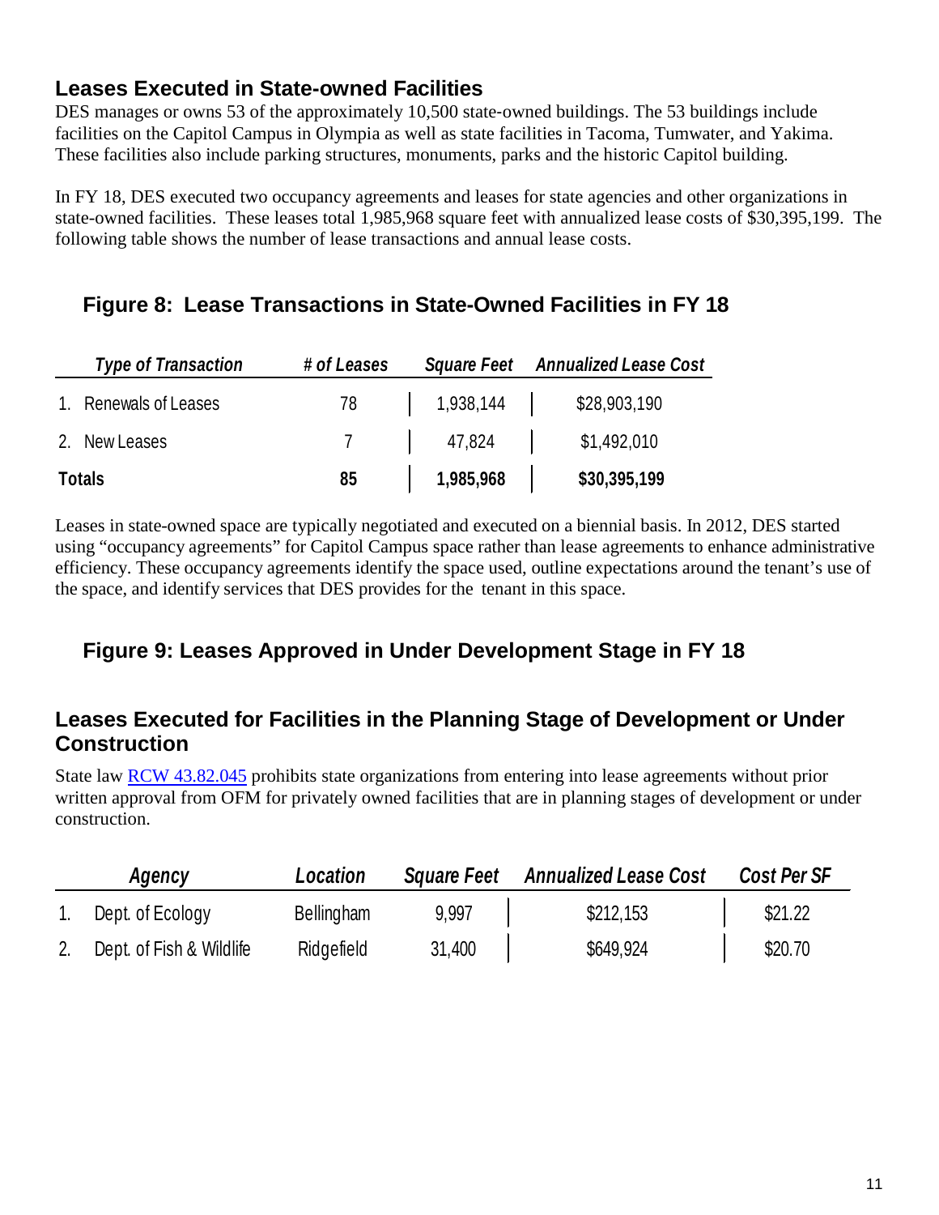## Leases Executed in State-owned Facilities

DES manages or owns 53 of the approximately 10,500 state-owned buildings. The 53 buildings include facilities on the Capitol Campus in Olympia as well as state facilities in Tacoma, Tumwater, and Yakima. These facilities also include parking structures, monuments, parks and the historic Capitol building.

In FY 18, DES executed two occupancy agreements and leases for state agencies and other organizations in state-owned facilities. These leases total 1,985,968 square feet with annualized lease costs of $30,395,199. The following table shows the number of lease transactions and annual lease costs.

### Figure 8: Lease Transactions in State-Owned Facilities in FY 18

| *Type of Transaction* | *# of Leases* | *Square Feet* | *Annualized Lease Cost* |
|---|---|---|---|
| 1. Renewals of Leases | 78 | 1,938,144 | $28,903,190 |
| 2. New Leases | 7 | 47,824 | $1,492,010 |
| **Totals** | **85** | **1,985,968** | **$30,395,199** |

Leases in state-owned space are typically negotiated and executed on a biennial basis. In 2012, DES started using "occupancy agreements" for Capitol Campus space rather than lease agreements to enhance administrative efficiency. These occupancy agreements identify the space used, outline expectations around the tenant's use of the space, and identify services that DES provides for the tenant in this space.

### Figure 9: Leases Approved in Under Development Stage in FY 18

## Leases Executed for Facilities in the Planning Stage of Development or Under Construction

State law [RCW 43.82.045](RCW 43.82.045) prohibits state organizations from entering into lease agreements without prior written approval from OFM for privately owned facilities that are in planning stages of development or under construction.

| | *Agency* | *Location* | *Square Feet* | *Annualized Lease Cost* | *Cost Per SF* |
|---|---|---|---|---|---|
| 1. | Dept. of Ecology | Bellingham | 9,997 | $212,153 | $21.22 |
| 2. | Dept. of Fish & Wildlife | Ridgefield | 31,400 | $649,924 | $20.70 |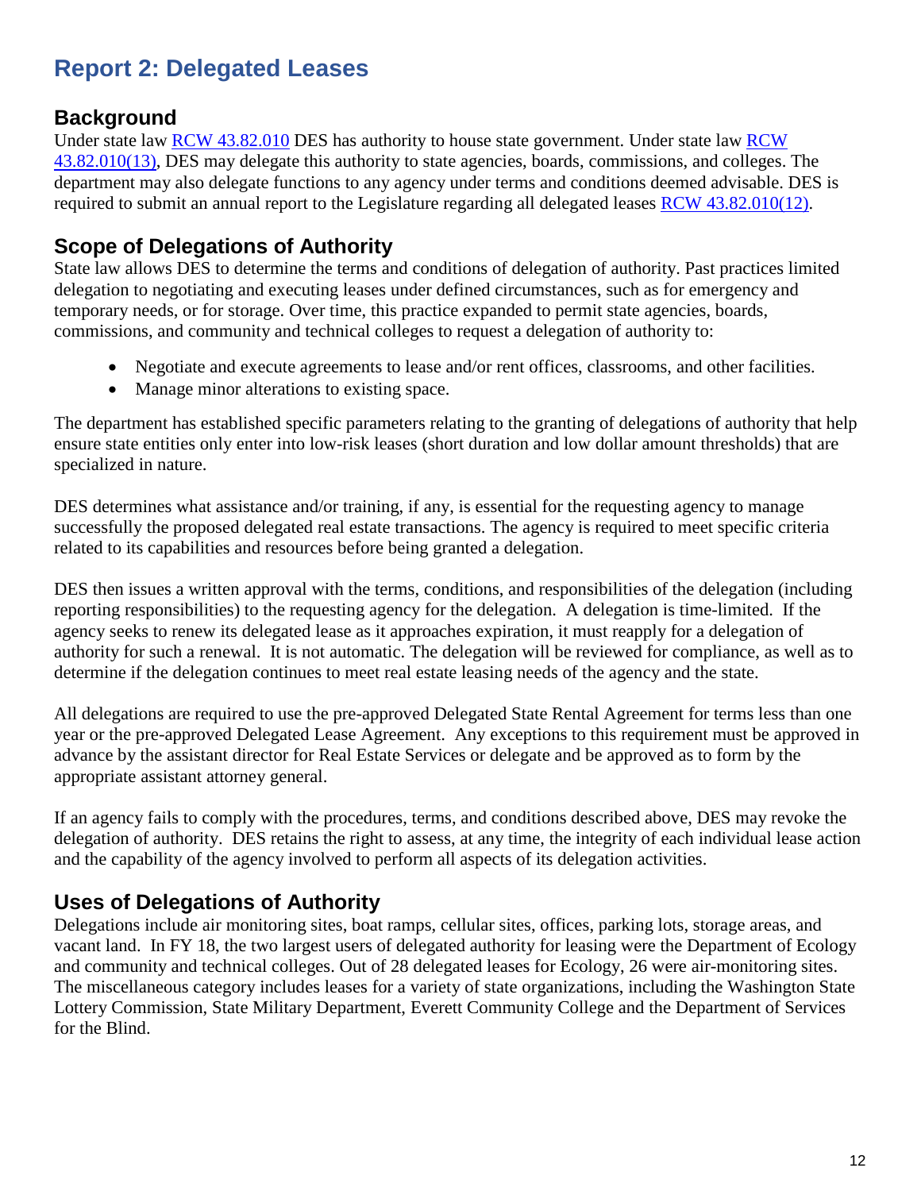# Report 2: Delegated Leases

## Background

Under state law RCW 43.82.010 DES has authority to house state government. Under state law RCW 43.82.010(13), DES may delegate this authority to state agencies, boards, commissions, and colleges. The department may also delegate functions to any agency under terms and conditions deemed advisable. DES is required to submit an annual report to the Legislature regarding all delegated leases RCW 43.82.010(12).

## Scope of Delegations of Authority

State law allows DES to determine the terms and conditions of delegation of authority. Past practices limited delegation to negotiating and executing leases under defined circumstances, such as for emergency and temporary needs, or for storage. Over time, this practice expanded to permit state agencies, boards, commissions, and community and technical colleges to request a delegation of authority to:

- Negotiate and execute agreements to lease and/or rent offices, classrooms, and other facilities.
- Manage minor alterations to existing space.

The department has established specific parameters relating to the granting of delegations of authority that help ensure state entities only enter into low-risk leases (short duration and low dollar amount thresholds) that are specialized in nature.

DES determines what assistance and/or training, if any, is essential for the requesting agency to manage successfully the proposed delegated real estate transactions. The agency is required to meet specific criteria related to its capabilities and resources before being granted a delegation.

DES then issues a written approval with the terms, conditions, and responsibilities of the delegation (including reporting responsibilities) to the requesting agency for the delegation. A delegation is time-limited. If the agency seeks to renew its delegated lease as it approaches expiration, it must reapply for a delegation of authority for such a renewal. It is not automatic. The delegation will be reviewed for compliance, as well as to determine if the delegation continues to meet real estate leasing needs of the agency and the state.

All delegations are required to use the pre-approved Delegated State Rental Agreement for terms less than one year or the pre-approved Delegated Lease Agreement. Any exceptions to this requirement must be approved in advance by the assistant director for Real Estate Services or delegate and be approved as to form by the appropriate assistant attorney general.

If an agency fails to comply with the procedures, terms, and conditions described above, DES may revoke the delegation of authority. DES retains the right to assess, at any time, the integrity of each individual lease action and the capability of the agency involved to perform all aspects of its delegation activities.

## Uses of Delegations of Authority

Delegations include air monitoring sites, boat ramps, cellular sites, offices, parking lots, storage areas, and vacant land. In FY 18, the two largest users of delegated authority for leasing were the Department of Ecology and community and technical colleges. Out of 28 delegated leases for Ecology, 26 were air-monitoring sites. The miscellaneous category includes leases for a variety of state organizations, including the Washington State Lottery Commission, State Military Department, Everett Community College and the Department of Services for the Blind.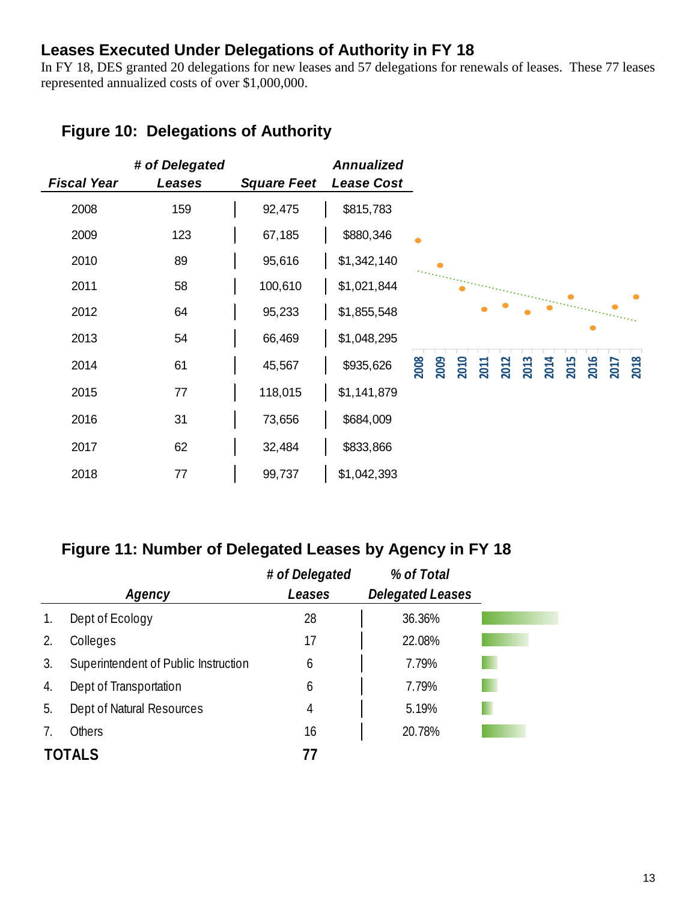## Leases Executed Under Delegations of Authority in FY 18

In FY 18, DES granted 20 delegations for new leases and 57 delegations for renewals of leases. These 77 leases represented annualized costs of over $1,000,000.

### Figure 10: Delegations of Authority

| *Fiscal Year* | *# of Delegated Leases* | *Square Feet* | *Annualized Lease Cost* |
|---|---|---|---|
| 2008 | 159 | 92,475 | $815,783 |
| 2009 | 123 | 67,185 | $880,346 |
| 2010 | 89 | 95,616 | $1,342,140 |
| 2011 | 58 | 100,610 | $1,021,844 |
| 2012 | 64 | 95,233 | $1,855,548 |
| 2013 | 54 | 66,469 | $1,048,295 |
| 2014 | 61 | 45,567 | $935,626 |
| 2015 | 77 | 118,015 | $1,141,879 |
| 2016 | 31 | 73,656 | $684,009 |
| 2017 | 62 | 32,484 | $833,866 |
| 2018 | 77 | 99,737 | $1,042,393 |

### Figure 11: Number of Delegated Leases by Agency in FY 18

| | *Agency* | *# of Delegated Leases* | *% of Total Delegated Leases* |
|---|---|---|---|
| 1. | Dept of Ecology | 28 | 36.36% |
| 2. | Colleges | 17 | 22.08% |
| 3. | Superintendent of Public Instruction | 6 | 7.79% |
| 4. | Dept of Transportation | 6 | 7.79% |
| 5. | Dept of Natural Resources | 4 | 5.19% |
| 7. | Others | 16 | 20.78% |
| **TOTALS** | | **77** | |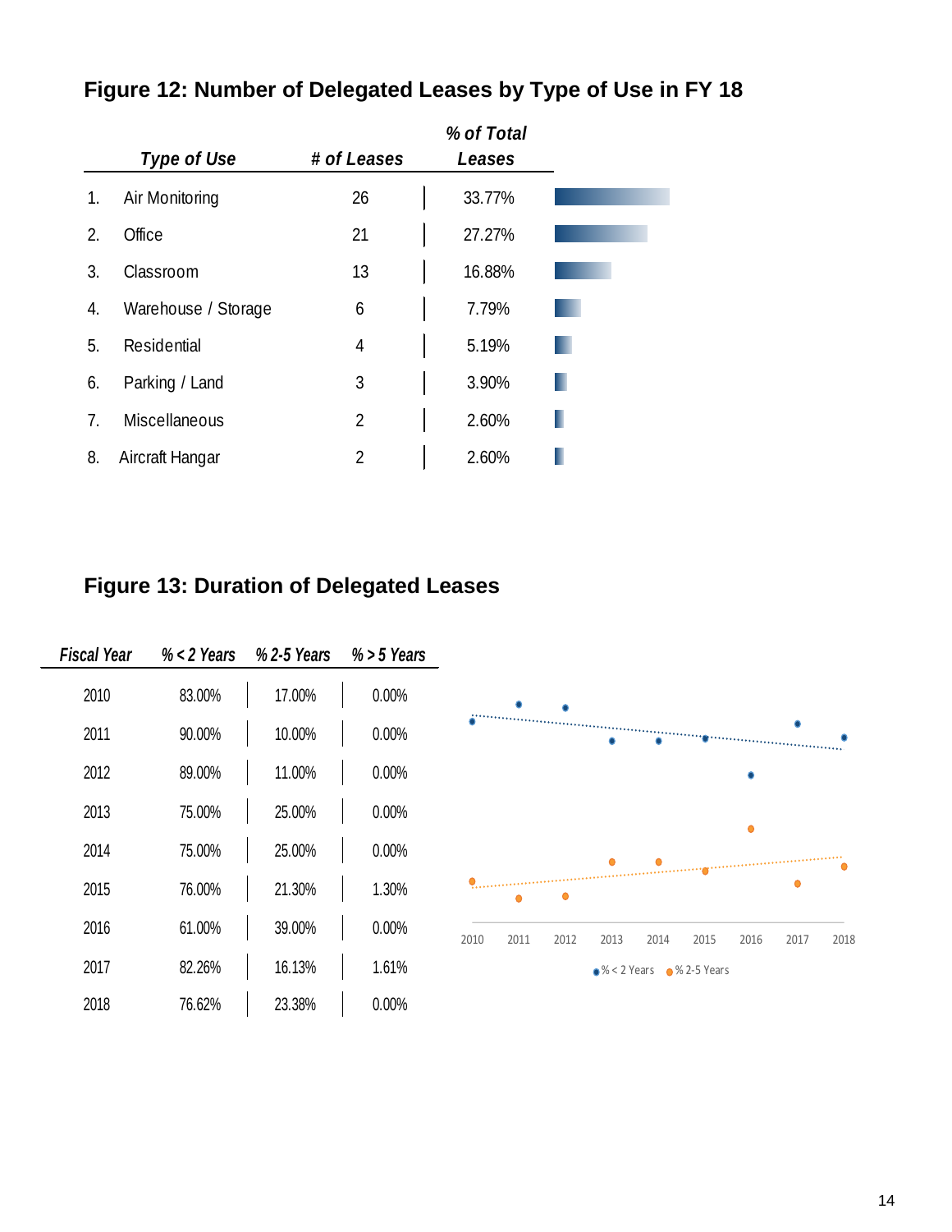## Figure 12: Number of Delegated Leases by Type of Use in FY 18

| | Type of Use | # of Leases | % of Total Leases |
|---|---|---|---|
| 1. | Air Monitoring | 26 | 33.77% |
| 2. | Office | 21 | 27.27% |
| 3. | Classroom | 13 | 16.88% |
| 4. | Warehouse / Storage | 6 | 7.79% |
| 5. | Residential | 4 | 5.19% |
| 6. | Parking / Land | 3 | 3.90% |
| 7. | Miscellaneous | 2 | 2.60% |
| 8. | Aircraft Hangar | 2 | 2.60% |

## Figure 13: Duration of Delegated Leases

| Fiscal Year | % < 2 Years | % 2-5 Years | % > 5 Years |
|---|---|---|---|
| 2010 | 83.00% | 17.00% | 0.00% |
| 2011 | 90.00% | 10.00% | 0.00% |
| 2012 | 89.00% | 11.00% | 0.00% |
| 2013 | 75.00% | 25.00% | 0.00% |
| 2014 | 75.00% | 25.00% | 0.00% |
| 2015 | 76.00% | 21.30% | 1.30% |
| 2016 | 61.00% | 39.00% | 0.00% |
| 2017 | 82.26% | 16.13% | 1.61% |
| 2018 | 76.62% | 23.38% | 0.00% |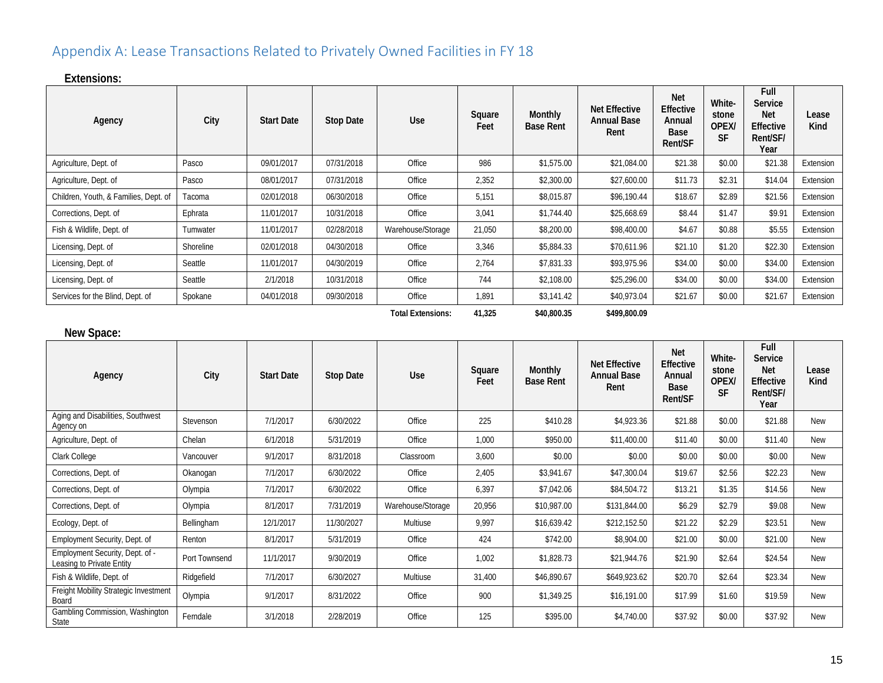## Appendix A: Lease Transactions Related to Privately Owned Facilities in FY 18

**Extensions:**

| Agency | City | Start Date | Stop Date | Use | Square Feet | Monthly Base Rent | Net Effective Annual Base Rent | Net Effective Annual Base Rent/SF | White-stone OPEX/ SF | Full Service Net Effective Rent/SF/ Year | Lease Kind |
|---|---|---|---|---|---|---|---|---|---|---|---|
| Agriculture, Dept. of | Pasco | 09/01/2017 | 07/31/2018 | Office | 986 | $1,575.00 | $21,084.00 | $21.38 | $0.00 | $21.38 | Extension |
| Agriculture, Dept. of | Pasco | 08/01/2017 | 07/31/2018 | Office | 2,352 | $2,300.00 | $27,600.00 | $11.73 | $2.31 | $14.04 | Extension |
| Children, Youth, & Families, Dept. of | Tacoma | 02/01/2018 | 06/30/2018 | Office | 5,151 | $8,015.87 | $96,190.44 | $18.67 | $2.89 | $21.56 | Extension |
| Corrections, Dept. of | Ephrata | 11/01/2017 | 10/31/2018 | Office | 3,041 | $1,744.40 | $25,668.69 | $8.44 | $1.47 | $9.91 | Extension |
| Fish & Wildlife, Dept. of | Tumwater | 11/01/2017 | 02/28/2018 | Warehouse/Storage | 21,050 | $8,200.00 | $98,400.00 | $4.67 | $0.88 | $5.55 | Extension |
| Licensing, Dept. of | Shoreline | 02/01/2018 | 04/30/2018 | Office | 3,346 | $5,884.33 | $70,611.96 | $21.10 | $1.20 | $22.30 | Extension |
| Licensing, Dept. of | Seattle | 11/01/2017 | 04/30/2019 | Office | 2,764 | $7,831.33 | $93,975.96 | $34.00 | $0.00 | $34.00 | Extension |
| Licensing, Dept. of | Seattle | 2/1/2018 | 10/31/2018 | Office | 744 | $2,108.00 | $25,296.00 | $34.00 | $0.00 | $34.00 | Extension |
| Services for the Blind, Dept. of | Spokane | 04/01/2018 | 09/30/2018 | Office | 1,891 | $3,141.42 | $40,973.04 | $21.67 | $0.00 | $21.67 | Extension |
| | | | | **Total Extensions:** | **41,325** | **$40,800.35** | **$499,800.09** | | | | |

**New Space:**

| Agency | City | Start Date | Stop Date | Use | Square Feet | Monthly Base Rent | Net Effective Annual Base Rent | Net Effective Annual Base Rent/SF | White-stone OPEX/ SF | Full Service Net Effective Rent/SF/ Year | Lease Kind |
|---|---|---|---|---|---|---|---|---|---|---|---|
| Aging and Disabilities, Southwest Agency on | Stevenson | 7/1/2017 | 6/30/2022 | Office | 225 | $410.28 | $4,923.36 | $21.88 | $0.00 | $21.88 | New |
| Agriculture, Dept. of | Chelan | 6/1/2018 | 5/31/2019 | Office | 1,000 | $950.00 | $11,400.00 | $11.40 | $0.00 | $11.40 | New |
| Clark College | Vancouver | 9/1/2017 | 8/31/2018 | Classroom | 3,600 | $0.00 | $0.00 | $0.00 | $0.00 | $0.00 | New |
| Corrections, Dept. of | Okanogan | 7/1/2017 | 6/30/2022 | Office | 2,405 | $3,941.67 | $47,300.04 | $19.67 | $2.56 | $22.23 | New |
| Corrections, Dept. of | Olympia | 7/1/2017 | 6/30/2022 | Office | 6,397 | $7,042.06 | $84,504.72 | $13.21 | $1.35 | $14.56 | New |
| Corrections, Dept. of | Olympia | 8/1/2017 | 7/31/2019 | Warehouse/Storage | 20,956 | $10,987.00 | $131,844.00 | $6.29 | $2.79 | $9.08 | New |
| Ecology, Dept. of | Bellingham | 12/1/2017 | 11/30/2027 | Multiuse | 9,997 | $16,639.42 | $212,152.50 | $21.22 | $2.29 | $23.51 | New |
| Employment Security, Dept. of | Renton | 8/1/2017 | 5/31/2019 | Office | 424 | $742.00 | $8,904.00 | $21.00 | $0.00 | $21.00 | New |
| Employment Security, Dept. of - Leasing to Private Entity | Port Townsend | 11/1/2017 | 9/30/2019 | Office | 1,002 | $1,828.73 | $21,944.76 | $21.90 | $2.64 | $24.54 | New |
| Fish & Wildlife, Dept. of | Ridgefield | 7/1/2017 | 6/30/2027 | Multiuse | 31,400 | $46,890.67 | $649,923.62 | $20.70 | $2.64 | $23.34 | New |
| Freight Mobility Strategic Investment Board | Olympia | 9/1/2017 | 8/31/2022 | Office | 900 | $1,349.25 | $16,191.00 | $17.99 | $1.60 | $19.59 | New |
| Gambling Commission, Washington State | Ferndale | 3/1/2018 | 2/28/2019 | Office | 125 | $395.00 | $4,740.00 | $37.92 | $0.00 | $37.92 | New |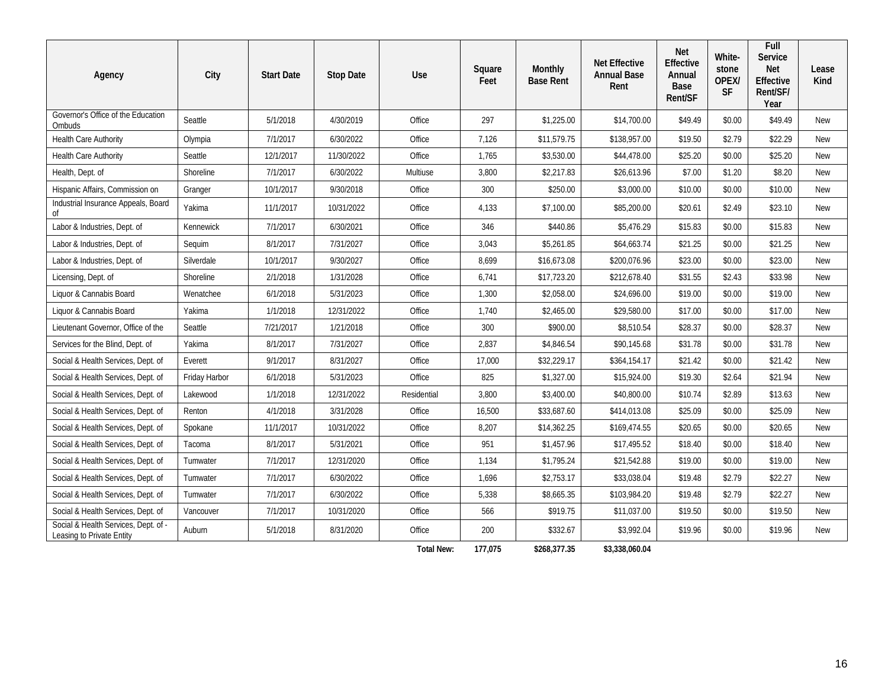| Agency | City | Start Date | Stop Date | Use | Square Feet | Monthly Base Rent | Net Effective Annual Base Rent | Net Effective Annual Base Rent/SF | White-stone OPEX/ SF | Full Service Net Effective Rent/SF/ Year | Lease Kind |
|---|---|---|---|---|---|---|---|---|---|---|---|
| Governor's Office of the Education Ombuds | Seattle | 5/1/2018 | 4/30/2019 | Office | 297 | $1,225.00 | $14,700.00 | $49.49 | $0.00 | $49.49 | New |
| Health Care Authority | Olympia | 7/1/2017 | 6/30/2022 | Office | 7,126 | $11,579.75 | $138,957.00 | $19.50 | $2.79 | $22.29 | New |
| Health Care Authority | Seattle | 12/1/2017 | 11/30/2022 | Office | 1,765 | $3,530.00 | $44,478.00 | $25.20 | $0.00 | $25.20 | New |
| Health, Dept. of | Shoreline | 7/1/2017 | 6/30/2022 | Multiuse | 3,800 | $2,217.83 | $26,613.96 | $7.00 | $1.20 | $8.20 | New |
| Hispanic Affairs, Commission on | Granger | 10/1/2017 | 9/30/2018 | Office | 300 | $250.00 | $3,000.00 | $10.00 | $0.00 | $10.00 | New |
| Industrial Insurance Appeals, Board of | Yakima | 11/1/2017 | 10/31/2022 | Office | 4,133 | $7,100.00 | $85,200.00 | $20.61 | $2.49 | $23.10 | New |
| Labor & Industries, Dept. of | Kennewick | 7/1/2017 | 6/30/2021 | Office | 346 | $440.86 | $5,476.29 | $15.83 | $0.00 | $15.83 | New |
| Labor & Industries, Dept. of | Sequim | 8/1/2017 | 7/31/2027 | Office | 3,043 | $5,261.85 | $64,663.74 | $21.25 | $0.00 | $21.25 | New |
| Labor & Industries, Dept. of | Silverdale | 10/1/2017 | 9/30/2027 | Office | 8,699 | $16,673.08 | $200,076.96 | $23.00 | $0.00 | $23.00 | New |
| Licensing, Dept. of | Shoreline | 2/1/2018 | 1/31/2028 | Office | 6,741 | $17,723.20 | $212,678.40 | $31.55 | $2.43 | $33.98 | New |
| Liquor & Cannabis Board | Wenatchee | 6/1/2018 | 5/31/2023 | Office | 1,300 | $2,058.00 | $24,696.00 | $19.00 | $0.00 | $19.00 | New |
| Liquor & Cannabis Board | Yakima | 1/1/2018 | 12/31/2022 | Office | 1,740 | $2,465.00 | $29,580.00 | $17.00 | $0.00 | $17.00 | New |
| Lieutenant Governor, Office of the | Seattle | 7/21/2017 | 1/21/2018 | Office | 300 | $900.00 | $8,510.54 | $28.37 | $0.00 | $28.37 | New |
| Services for the Blind, Dept. of | Yakima | 8/1/2017 | 7/31/2027 | Office | 2,837 | $4,846.54 | $90,145.68 | $31.78 | $0.00 | $31.78 | New |
| Social & Health Services, Dept. of | Everett | 9/1/2017 | 8/31/2027 | Office | 17,000 | $32,229.17 | $364,154.17 | $21.42 | $0.00 | $21.42 | New |
| Social & Health Services, Dept. of | Friday Harbor | 6/1/2018 | 5/31/2023 | Office | 825 | $1,327.00 | $15,924.00 | $19.30 | $2.64 | $21.94 | New |
| Social & Health Services, Dept. of | Lakewood | 1/1/2018 | 12/31/2022 | Residential | 3,800 | $3,400.00 | $40,800.00 | $10.74 | $2.89 | $13.63 | New |
| Social & Health Services, Dept. of | Renton | 4/1/2018 | 3/31/2028 | Office | 16,500 | $33,687.60 | $414,013.08 | $25.09 | $0.00 | $25.09 | New |
| Social & Health Services, Dept. of | Spokane | 11/1/2017 | 10/31/2022 | Office | 8,207 | $14,362.25 | $169,474.55 | $20.65 | $0.00 | $20.65 | New |
| Social & Health Services, Dept. of | Tacoma | 8/1/2017 | 5/31/2021 | Office | 951 | $1,457.96 | $17,495.52 | $18.40 | $0.00 | $18.40 | New |
| Social & Health Services, Dept. of | Tumwater | 7/1/2017 | 12/31/2020 | Office | 1,134 | $1,795.24 | $21,542.88 | $19.00 | $0.00 | $19.00 | New |
| Social & Health Services, Dept. of | Tumwater | 7/1/2017 | 6/30/2022 | Office | 1,696 | $2,753.17 | $33,038.04 | $19.48 | $2.79 | $22.27 | New |
| Social & Health Services, Dept. of | Tumwater | 7/1/2017 | 6/30/2022 | Office | 5,338 | $8,665.35 | $103,984.20 | $19.48 | $2.79 | $22.27 | New |
| Social & Health Services, Dept. of | Vancouver | 7/1/2017 | 10/31/2020 | Office | 566 | $919.75 | $11,037.00 | $19.50 | $0.00 | $19.50 | New |
| Social & Health Services, Dept. of - Leasing to Private Entity | Auburn | 5/1/2018 | 8/31/2020 | Office | 200 | $332.67 | $3,992.04 | $19.96 | $0.00 | $19.96 | New |
| | | | | **Total New:** | **177,075** | **$268,377.35** | **$3,338,060.04** | | | | |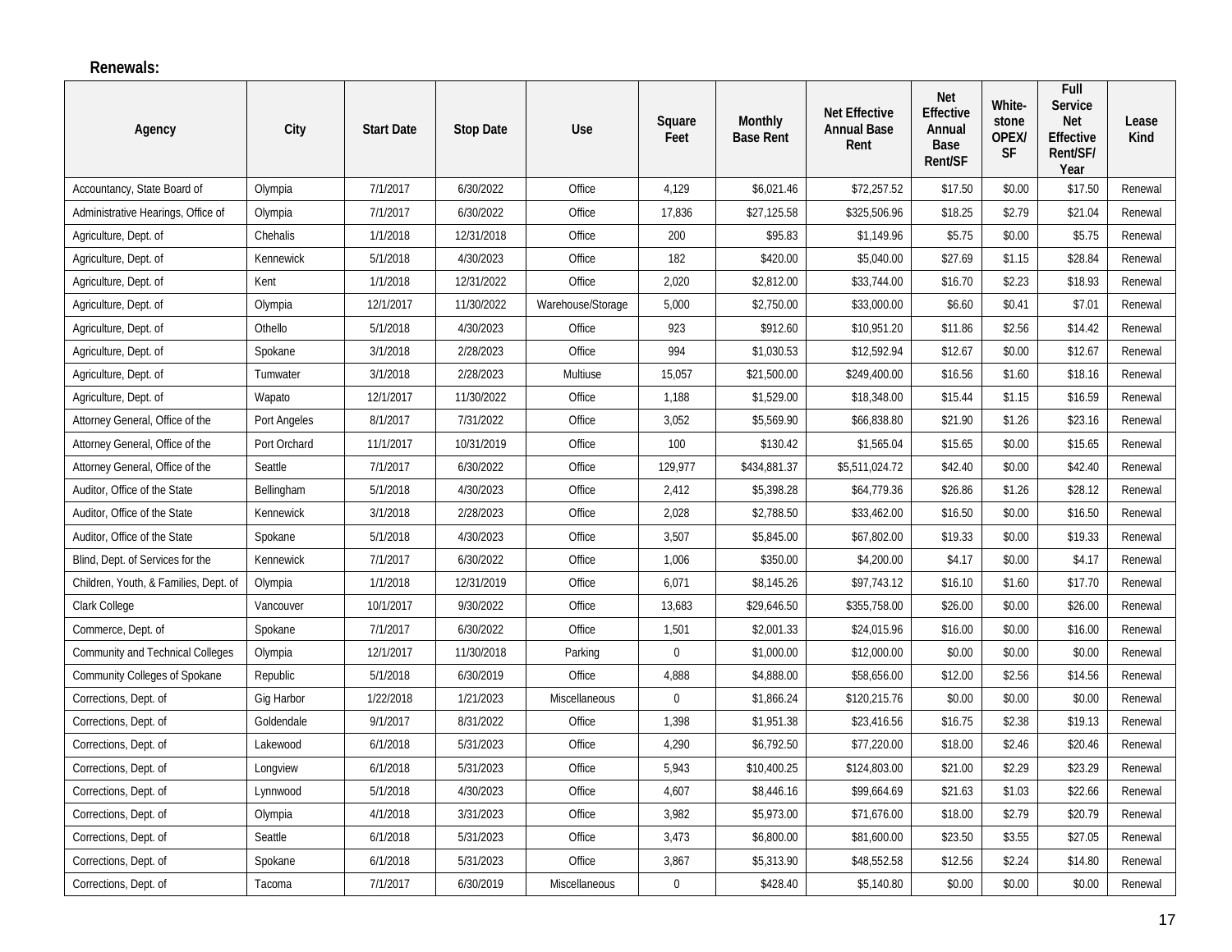**Renewals:**

| Agency | City | Start Date | Stop Date | Use | Square Feet | Monthly Base Rent | Net Effective Annual Base Rent | Net Effective Annual Base Rent/SF | White-stone OPEX/ SF | Full Service Net Effective Rent/SF/ Year | Lease Kind |
|---|---|---|---|---|---|---|---|---|---|---|---|
| Accountancy, State Board of | Olympia | 7/1/2017 | 6/30/2022 | Office | 4,129 | $6,021.46 | $72,257.52 | $17.50 | $0.00 | $17.50 | Renewal |
| Administrative Hearings, Office of | Olympia | 7/1/2017 | 6/30/2022 | Office | 17,836 | $27,125.58 | $325,506.96 | $18.25 | $2.79 | $21.04 | Renewal |
| Agriculture, Dept. of | Chehalis | 1/1/2018 | 12/31/2018 | Office | 200 | $95.83 | $1,149.96 | $5.75 | $0.00 | $5.75 | Renewal |
| Agriculture, Dept. of | Kennewick | 5/1/2018 | 4/30/2023 | Office | 182 | $420.00 | $5,040.00 | $27.69 | $1.15 | $28.84 | Renewal |
| Agriculture, Dept. of | Kent | 1/1/2018 | 12/31/2022 | Office | 2,020 | $2,812.00 | $33,744.00 | $16.70 | $2.23 | $18.93 | Renewal |
| Agriculture, Dept. of | Olympia | 12/1/2017 | 11/30/2022 | Warehouse/Storage | 5,000 | $2,750.00 | $33,000.00 | $6.60 | $0.41 | $7.01 | Renewal |
| Agriculture, Dept. of | Othello | 5/1/2018 | 4/30/2023 | Office | 923 | $912.60 | $10,951.20 | $11.86 | $2.56 | $14.42 | Renewal |
| Agriculture, Dept. of | Spokane | 3/1/2018 | 2/28/2023 | Office | 994 | $1,030.53 | $12,592.94 | $12.67 | $0.00 | $12.67 | Renewal |
| Agriculture, Dept. of | Tumwater | 3/1/2018 | 2/28/2023 | Multiuse | 15,057 | $21,500.00 | $249,400.00 | $16.56 | $1.60 | $18.16 | Renewal |
| Agriculture, Dept. of | Wapato | 12/1/2017 | 11/30/2022 | Office | 1,188 | $1,529.00 | $18,348.00 | $15.44 | $1.15 | $16.59 | Renewal |
| Attorney General, Office of the | Port Angeles | 8/1/2017 | 7/31/2022 | Office | 3,052 | $5,569.90 | $66,838.80 | $21.90 | $1.26 | $23.16 | Renewal |
| Attorney General, Office of the | Port Orchard | 11/1/2017 | 10/31/2019 | Office | 100 | $130.42 | $1,565.04 | $15.65 | $0.00 | $15.65 | Renewal |
| Attorney General, Office of the | Seattle | 7/1/2017 | 6/30/2022 | Office | 129,977 | $434,881.37 | $5,511,024.72 | $42.40 | $0.00 | $42.40 | Renewal |
| Auditor, Office of the State | Bellingham | 5/1/2018 | 4/30/2023 | Office | 2,412 | $5,398.28 | $64,779.36 | $26.86 | $1.26 | $28.12 | Renewal |
| Auditor, Office of the State | Kennewick | 3/1/2018 | 2/28/2023 | Office | 2,028 | $2,788.50 | $33,462.00 | $16.50 | $0.00 | $16.50 | Renewal |
| Auditor, Office of the State | Spokane | 5/1/2018 | 4/30/2023 | Office | 3,507 | $5,845.00 | $67,802.00 | $19.33 | $0.00 | $19.33 | Renewal |
| Blind, Dept. of Services for the | Kennewick | 7/1/2017 | 6/30/2022 | Office | 1,006 | $350.00 | $4,200.00 | $4.17 | $0.00 | $4.17 | Renewal |
| Children, Youth, & Families, Dept. of | Olympia | 1/1/2018 | 12/31/2019 | Office | 6,071 | $8,145.26 | $97,743.12 | $16.10 | $1.60 | $17.70 | Renewal |
| Clark College | Vancouver | 10/1/2017 | 9/30/2022 | Office | 13,683 | $29,646.50 | $355,758.00 | $26.00 | $0.00 | $26.00 | Renewal |
| Commerce, Dept. of | Spokane | 7/1/2017 | 6/30/2022 | Office | 1,501 | $2,001.33 | $24,015.96 | $16.00 | $0.00 | $16.00 | Renewal |
| Community and Technical Colleges | Olympia | 12/1/2017 | 11/30/2018 | Parking | 0 | $1,000.00 | $12,000.00 | $0.00 | $0.00 | $0.00 | Renewal |
| Community Colleges of Spokane | Republic | 5/1/2018 | 6/30/2019 | Office | 4,888 | $4,888.00 | $58,656.00 | $12.00 | $2.56 | $14.56 | Renewal |
| Corrections, Dept. of | Gig Harbor | 1/22/2018 | 1/21/2023 | Miscellaneous | 0 | $1,866.24 | $120,215.76 | $0.00 | $0.00 | $0.00 | Renewal |
| Corrections, Dept. of | Goldendale | 9/1/2017 | 8/31/2022 | Office | 1,398 | $1,951.38 | $23,416.56 | $16.75 | $2.38 | $19.13 | Renewal |
| Corrections, Dept. of | Lakewood | 6/1/2018 | 5/31/2023 | Office | 4,290 | $6,792.50 | $77,220.00 | $18.00 | $2.46 | $20.46 | Renewal |
| Corrections, Dept. of | Longview | 6/1/2018 | 5/31/2023 | Office | 5,943 | $10,400.25 | $124,803.00 | $21.00 | $2.29 | $23.29 | Renewal |
| Corrections, Dept. of | Lynnwood | 5/1/2018 | 4/30/2023 | Office | 4,607 | $8,446.16 | $99,664.69 | $21.63 | $1.03 | $22.66 | Renewal |
| Corrections, Dept. of | Olympia | 4/1/2018 | 3/31/2023 | Office | 3,982 | $5,973.00 | $71,676.00 | $18.00 | $2.79 | $20.79 | Renewal |
| Corrections, Dept. of | Seattle | 6/1/2018 | 5/31/2023 | Office | 3,473 | $6,800.00 | $81,600.00 | $23.50 | $3.55 | $27.05 | Renewal |
| Corrections, Dept. of | Spokane | 6/1/2018 | 5/31/2023 | Office | 3,867 | $5,313.90 | $48,552.58 | $12.56 | $2.24 | $14.80 | Renewal |
| Corrections, Dept. of | Tacoma | 7/1/2017 | 6/30/2019 | Miscellaneous | 0 | $428.40 | $5,140.80 | $0.00 | $0.00 | $0.00 | Renewal |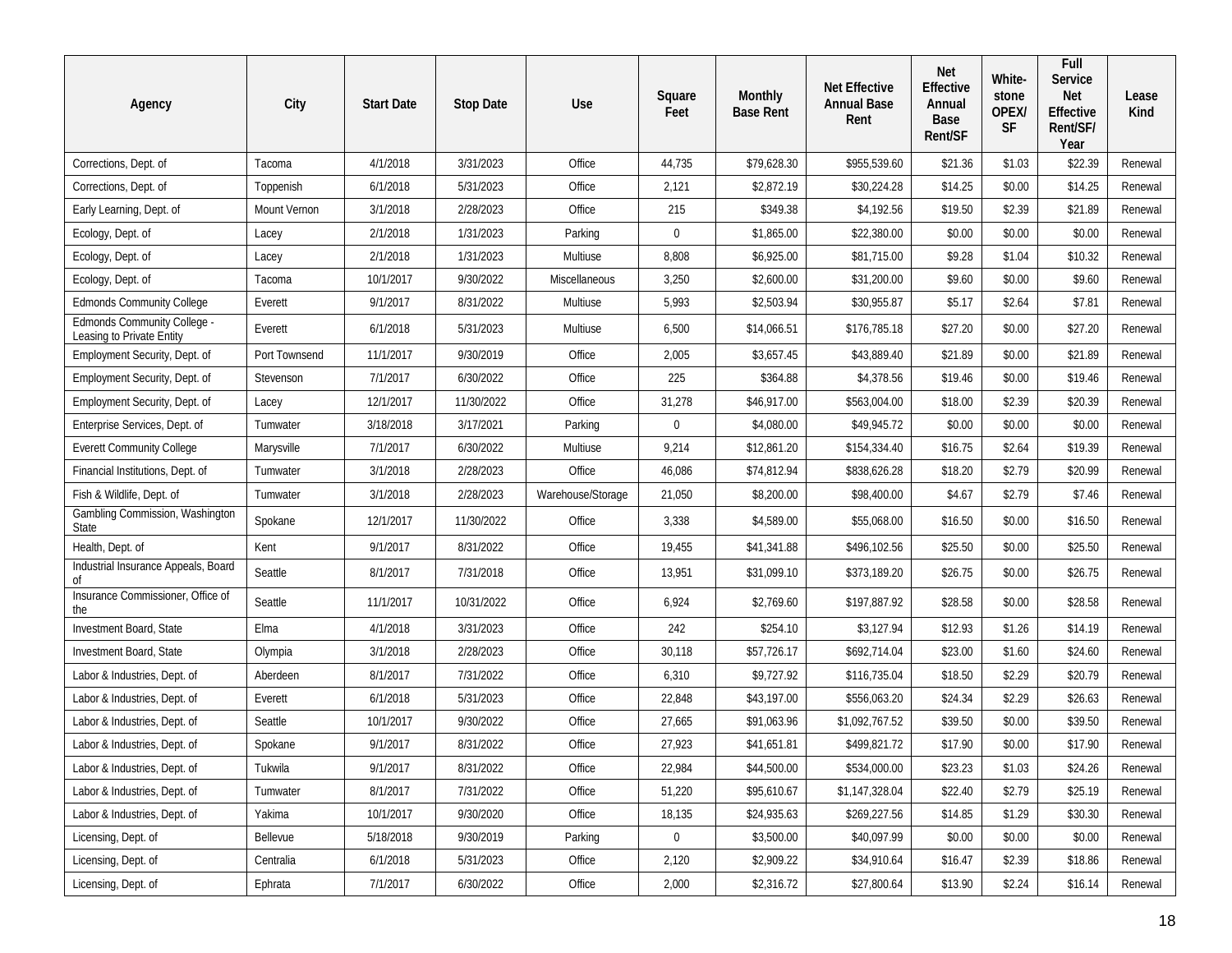| Agency | City | Start Date | Stop Date | Use | Square Feet | Monthly Base Rent | Net Effective Annual Base Rent | Net Effective Annual Base Rent/SF | White-stone OPEX/ SF | Full Service Net Effective Rent/SF/ Year | Lease Kind |
|---|---|---|---|---|---|---|---|---|---|---|---|
| Corrections, Dept. of | Tacoma | 4/1/2018 | 3/31/2023 | Office | 44,735 | $79,628.30 | $955,539.60 | $21.36 | $1.03 | $22.39 | Renewal |
| Corrections, Dept. of | Toppenish | 6/1/2018 | 5/31/2023 | Office | 2,121 | $2,872.19 | $30,224.28 | $14.25 | $0.00 | $14.25 | Renewal |
| Early Learning, Dept. of | Mount Vernon | 3/1/2018 | 2/28/2023 | Office | 215 | $349.38 | $4,192.56 | $19.50 | $2.39 | $21.89 | Renewal |
| Ecology, Dept. of | Lacey | 2/1/2018 | 1/31/2023 | Parking | 0 | $1,865.00 | $22,380.00 | $0.00 | $0.00 | $0.00 | Renewal |
| Ecology, Dept. of | Lacey | 2/1/2018 | 1/31/2023 | Multiuse | 8,808 | $6,925.00 | $81,715.00 | $9.28 | $1.04 | $10.32 | Renewal |
| Ecology, Dept. of | Tacoma | 10/1/2017 | 9/30/2022 | Miscellaneous | 3,250 | $2,600.00 | $31,200.00 | $9.60 | $0.00 | $9.60 | Renewal |
| Edmonds Community College | Everett | 9/1/2017 | 8/31/2022 | Multiuse | 5,993 | $2,503.94 | $30,955.87 | $5.17 | $2.64 | $7.81 | Renewal |
| Edmonds Community College - Leasing to Private Entity | Everett | 6/1/2018 | 5/31/2023 | Multiuse | 6,500 | $14,066.51 | $176,785.18 | $27.20 | $0.00 | $27.20 | Renewal |
| Employment Security, Dept. of | Port Townsend | 11/1/2017 | 9/30/2019 | Office | 2,005 | $3,657.45 | $43,889.40 | $21.89 | $0.00 | $21.89 | Renewal |
| Employment Security, Dept. of | Stevenson | 7/1/2017 | 6/30/2022 | Office | 225 | $364.88 | $4,378.56 | $19.46 | $0.00 | $19.46 | Renewal |
| Employment Security, Dept. of | Lacey | 12/1/2017 | 11/30/2022 | Office | 31,278 | $46,917.00 | $563,004.00 | $18.00 | $2.39 | $20.39 | Renewal |
| Enterprise Services, Dept. of | Tumwater | 3/18/2018 | 3/17/2021 | Parking | 0 | $4,080.00 | $49,945.72 | $0.00 | $0.00 | $0.00 | Renewal |
| Everett Community College | Marysville | 7/1/2017 | 6/30/2022 | Multiuse | 9,214 | $12,861.20 | $154,334.40 | $16.75 | $2.64 | $19.39 | Renewal |
| Financial Institutions, Dept. of | Tumwater | 3/1/2018 | 2/28/2023 | Office | 46,086 | $74,812.94 | $838,626.28 | $18.20 | $2.79 | $20.99 | Renewal |
| Fish & Wildlife, Dept. of | Tumwater | 3/1/2018 | 2/28/2023 | Warehouse/Storage | 21,050 | $8,200.00 | $98,400.00 | $4.67 | $2.79 | $7.46 | Renewal |
| Gambling Commission, Washington State | Spokane | 12/1/2017 | 11/30/2022 | Office | 3,338 | $4,589.00 | $55,068.00 | $16.50 | $0.00 | $16.50 | Renewal |
| Health, Dept. of | Kent | 9/1/2017 | 8/31/2022 | Office | 19,455 | $41,341.88 | $496,102.56 | $25.50 | $0.00 | $25.50 | Renewal |
| Industrial Insurance Appeals, Board of | Seattle | 8/1/2017 | 7/31/2018 | Office | 13,951 | $31,099.10 | $373,189.20 | $26.75 | $0.00 | $26.75 | Renewal |
| Insurance Commissioner, Office of the | Seattle | 11/1/2017 | 10/31/2022 | Office | 6,924 | $2,769.60 | $197,887.92 | $28.58 | $0.00 | $28.58 | Renewal |
| Investment Board, State | Elma | 4/1/2018 | 3/31/2023 | Office | 242 | $254.10 | $3,127.94 | $12.93 | $1.26 | $14.19 | Renewal |
| Investment Board, State | Olympia | 3/1/2018 | 2/28/2023 | Office | 30,118 | $57,726.17 | $692,714.04 | $23.00 | $1.60 | $24.60 | Renewal |
| Labor & Industries, Dept. of | Aberdeen | 8/1/2017 | 7/31/2022 | Office | 6,310 | $9,727.92 | $116,735.04 | $18.50 | $2.29 | $20.79 | Renewal |
| Labor & Industries, Dept. of | Everett | 6/1/2018 | 5/31/2023 | Office | 22,848 | $43,197.00 | $556,063.20 | $24.34 | $2.29 | $26.63 | Renewal |
| Labor & Industries, Dept. of | Seattle | 10/1/2017 | 9/30/2022 | Office | 27,665 | $91,063.96 | $1,092,767.52 | $39.50 | $0.00 | $39.50 | Renewal |
| Labor & Industries, Dept. of | Spokane | 9/1/2017 | 8/31/2022 | Office | 27,923 | $41,651.81 | $499,821.72 | $17.90 | $0.00 | $17.90 | Renewal |
| Labor & Industries, Dept. of | Tukwila | 9/1/2017 | 8/31/2022 | Office | 22,984 | $44,500.00 | $534,000.00 | $23.23 | $1.03 | $24.26 | Renewal |
| Labor & Industries, Dept. of | Tumwater | 8/1/2017 | 7/31/2022 | Office | 51,220 | $95,610.67 | $1,147,328.04 | $22.40 | $2.79 | $25.19 | Renewal |
| Labor & Industries, Dept. of | Yakima | 10/1/2017 | 9/30/2020 | Office | 18,135 | $24,935.63 | $269,227.56 | $14.85 | $1.29 | $30.30 | Renewal |
| Licensing, Dept. of | Bellevue | 5/18/2018 | 9/30/2019 | Parking | 0 | $3,500.00 | $40,097.99 | $0.00 | $0.00 | $0.00 | Renewal |
| Licensing, Dept. of | Centralia | 6/1/2018 | 5/31/2023 | Office | 2,120 | $2,909.22 | $34,910.64 | $16.47 | $2.39 | $18.86 | Renewal |
| Licensing, Dept. of | Ephrata | 7/1/2017 | 6/30/2022 | Office | 2,000 | $2,316.72 | $27,800.64 | $13.90 | $2.24 | $16.14 | Renewal |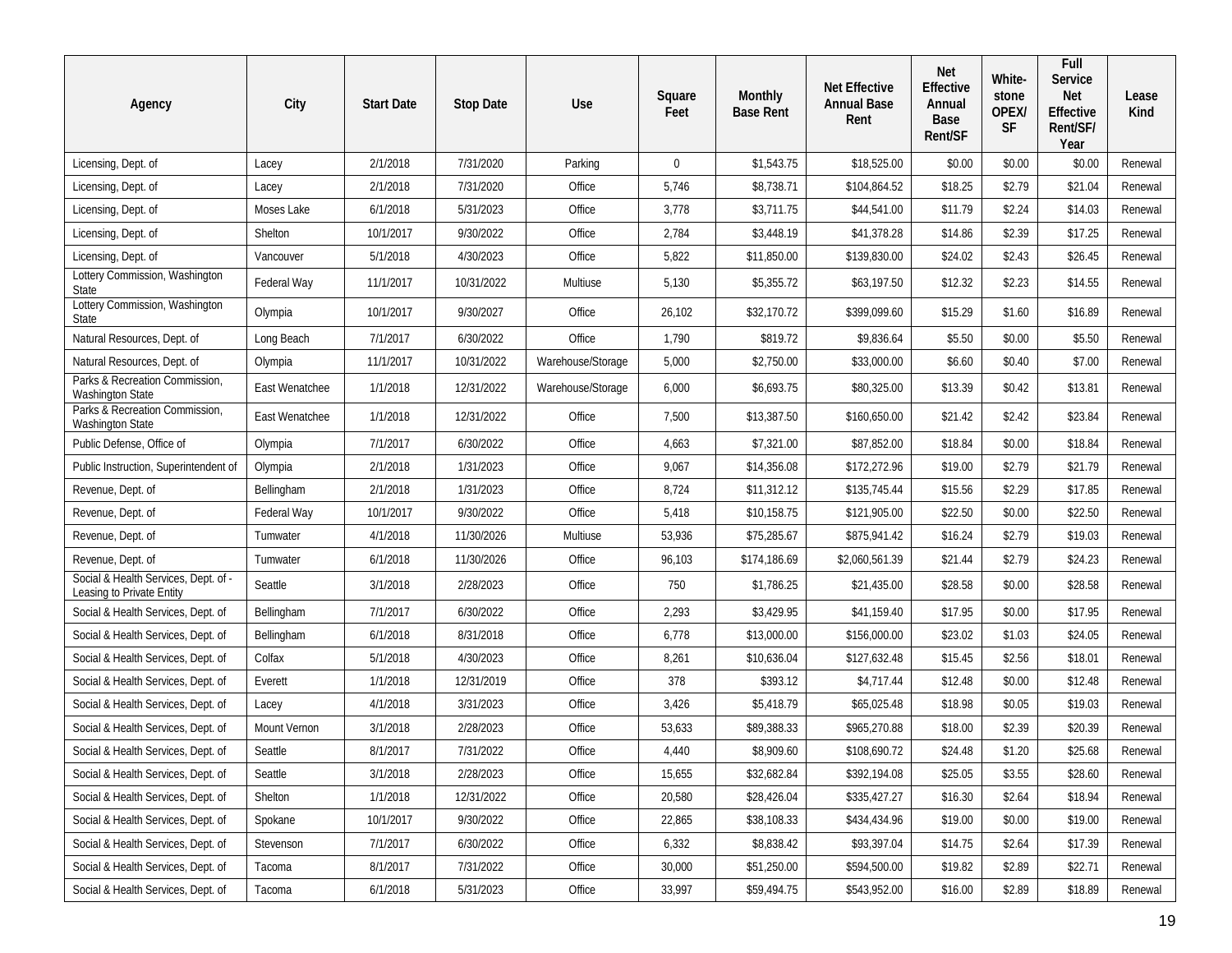| Agency | City | Start Date | Stop Date | Use | Square Feet | Monthly Base Rent | Net Effective Annual Base Rent | Net Effective Annual Base Rent/SF | White-stone OPEX/ SF | Full Service Net Effective Rent/SF/ Year | Lease Kind |
|---|---|---|---|---|---|---|---|---|---|---|---|
| Licensing, Dept. of | Lacey | 2/1/2018 | 7/31/2020 | Parking | 0 | $1,543.75 | $18,525.00 | $0.00 | $0.00 | $0.00 | Renewal |
| Licensing, Dept. of | Lacey | 2/1/2018 | 7/31/2020 | Office | 5,746 | $8,738.71 | $104,864.52 | $18.25 | $2.79 | $21.04 | Renewal |
| Licensing, Dept. of | Moses Lake | 6/1/2018 | 5/31/2023 | Office | 3,778 | $3,711.75 | $44,541.00 | $11.79 | $2.24 | $14.03 | Renewal |
| Licensing, Dept. of | Shelton | 10/1/2017 | 9/30/2022 | Office | 2,784 | $3,448.19 | $41,378.28 | $14.86 | $2.39 | $17.25 | Renewal |
| Licensing, Dept. of | Vancouver | 5/1/2018 | 4/30/2023 | Office | 5,822 | $11,850.00 | $139,830.00 | $24.02 | $2.43 | $26.45 | Renewal |
| Lottery Commission, Washington State | Federal Way | 11/1/2017 | 10/31/2022 | Multiuse | 5,130 | $5,355.72 | $63,197.50 | $12.32 | $2.23 | $14.55 | Renewal |
| Lottery Commission, Washington State | Olympia | 10/1/2017 | 9/30/2027 | Office | 26,102 | $32,170.72 | $399,099.60 | $15.29 | $1.60 | $16.89 | Renewal |
| Natural Resources, Dept. of | Long Beach | 7/1/2017 | 6/30/2022 | Office | 1,790 | $819.72 | $9,836.64 | $5.50 | $0.00 | $5.50 | Renewal |
| Natural Resources, Dept. of | Olympia | 11/1/2017 | 10/31/2022 | Warehouse/Storage | 5,000 | $2,750.00 | $33,000.00 | $6.60 | $0.40 | $7.00 | Renewal |
| Parks & Recreation Commission, Washington State | East Wenatchee | 1/1/2018 | 12/31/2022 | Warehouse/Storage | 6,000 | $6,693.75 | $80,325.00 | $13.39 | $0.42 | $13.81 | Renewal |
| Parks & Recreation Commission, Washington State | East Wenatchee | 1/1/2018 | 12/31/2022 | Office | 7,500 | $13,387.50 | $160,650.00 | $21.42 | $2.42 | $23.84 | Renewal |
| Public Defense, Office of | Olympia | 7/1/2017 | 6/30/2022 | Office | 4,663 | $7,321.00 | $87,852.00 | $18.84 | $0.00 | $18.84 | Renewal |
| Public Instruction, Superintendent of | Olympia | 2/1/2018 | 1/31/2023 | Office | 9,067 | $14,356.08 | $172,272.96 | $19.00 | $2.79 | $21.79 | Renewal |
| Revenue, Dept. of | Bellingham | 2/1/2018 | 1/31/2023 | Office | 8,724 | $11,312.12 | $135,745.44 | $15.56 | $2.29 | $17.85 | Renewal |
| Revenue, Dept. of | Federal Way | 10/1/2017 | 9/30/2022 | Office | 5,418 | $10,158.75 | $121,905.00 | $22.50 | $0.00 | $22.50 | Renewal |
| Revenue, Dept. of | Tumwater | 4/1/2018 | 11/30/2026 | Multiuse | 53,936 | $75,285.67 | $875,941.42 | $16.24 | $2.79 | $19.03 | Renewal |
| Revenue, Dept. of | Tumwater | 6/1/2018 | 11/30/2026 | Office | 96,103 | $174,186.69 | $2,060,561.39 | $21.44 | $2.79 | $24.23 | Renewal |
| Social & Health Services, Dept. of - Leasing to Private Entity | Seattle | 3/1/2018 | 2/28/2023 | Office | 750 | $1,786.25 | $21,435.00 | $28.58 | $0.00 | $28.58 | Renewal |
| Social & Health Services, Dept. of | Bellingham | 7/1/2017 | 6/30/2022 | Office | 2,293 | $3,429.95 | $41,159.40 | $17.95 | $0.00 | $17.95 | Renewal |
| Social & Health Services, Dept. of | Bellingham | 6/1/2018 | 8/31/2018 | Office | 6,778 | $13,000.00 | $156,000.00 | $23.02 | $1.03 | $24.05 | Renewal |
| Social & Health Services, Dept. of | Colfax | 5/1/2018 | 4/30/2023 | Office | 8,261 | $10,636.04 | $127,632.48 | $15.45 | $2.56 | $18.01 | Renewal |
| Social & Health Services, Dept. of | Everett | 1/1/2018 | 12/31/2019 | Office | 378 | $393.12 | $4,717.44 | $12.48 | $0.00 | $12.48 | Renewal |
| Social & Health Services, Dept. of | Lacey | 4/1/2018 | 3/31/2023 | Office | 3,426 | $5,418.79 | $65,025.48 | $18.98 | $0.05 | $19.03 | Renewal |
| Social & Health Services, Dept. of | Mount Vernon | 3/1/2018 | 2/28/2023 | Office | 53,633 | $89,388.33 | $965,270.88 | $18.00 | $2.39 | $20.39 | Renewal |
| Social & Health Services, Dept. of | Seattle | 8/1/2017 | 7/31/2022 | Office | 4,440 | $8,909.60 | $108,690.72 | $24.48 | $1.20 | $25.68 | Renewal |
| Social & Health Services, Dept. of | Seattle | 3/1/2018 | 2/28/2023 | Office | 15,655 | $32,682.84 | $392,194.08 | $25.05 | $3.55 | $28.60 | Renewal |
| Social & Health Services, Dept. of | Shelton | 1/1/2018 | 12/31/2022 | Office | 20,580 | $28,426.04 | $335,427.27 | $16.30 | $2.64 | $18.94 | Renewal |
| Social & Health Services, Dept. of | Spokane | 10/1/2017 | 9/30/2022 | Office | 22,865 | $38,108.33 | $434,434.96 | $19.00 | $0.00 | $19.00 | Renewal |
| Social & Health Services, Dept. of | Stevenson | 7/1/2017 | 6/30/2022 | Office | 6,332 | $8,838.42 | $93,397.04 | $14.75 | $2.64 | $17.39 | Renewal |
| Social & Health Services, Dept. of | Tacoma | 8/1/2017 | 7/31/2022 | Office | 30,000 | $51,250.00 | $594,500.00 | $19.82 | $2.89 | $22.71 | Renewal |
| Social & Health Services, Dept. of | Tacoma | 6/1/2018 | 5/31/2023 | Office | 33,997 | $59,494.75 | $543,952.00 | $16.00 | $2.89 | $18.89 | Renewal |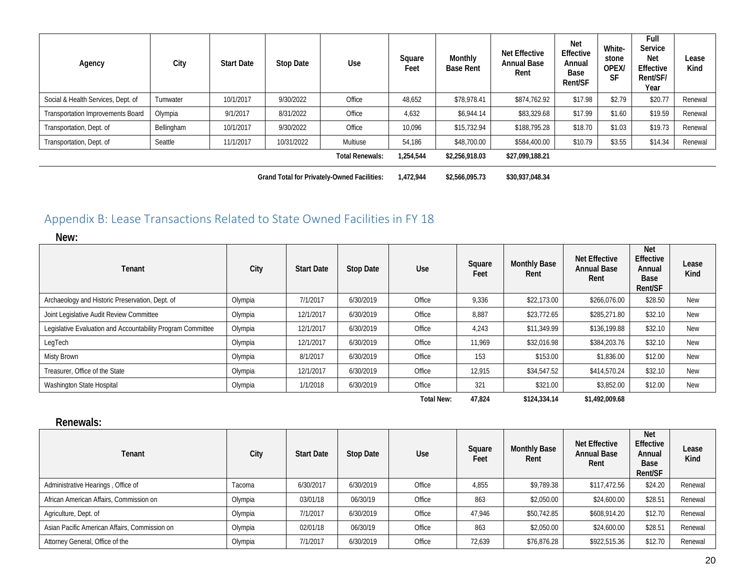| Agency | City | Start Date | Stop Date | Use | Square Feet | Monthly Base Rent | Net Effective Annual Base Rent | Net Effective Annual Base Rent/SF | White-stone OPEX/SF | Full Service Net Effective Rent/SF/Year | Lease Kind |
|---|---|---|---|---|---|---|---|---|---|---|---|
| Social & Health Services, Dept. of | Tumwater | 10/1/2017 | 9/30/2022 | Office | 48,652 | $78,978.41 | $874,762.92 | $17.98 | $2.79 | $20.77 | Renewal |
| Transportation Improvements Board | Olympia | 9/1/2017 | 8/31/2022 | Office | 4,632 | $6,944.14 | $83,329.68 | $17.99 | $1.60 | $19.59 | Renewal |
| Transportation, Dept. of | Bellingham | 10/1/2017 | 9/30/2022 | Office | 10,096 | $15,732.94 | $188,795.28 | $18.70 | $1.03 | $19.73 | Renewal |
| Transportation, Dept. of | Seattle | 11/1/2017 | 10/31/2022 | Multiuse | 54,186 | $48,700.00 | $584,400.00 | $10.79 | $3.55 | $14.34 | Renewal |
| | | | | **Total Renewals:** | **1,254,544** | **$2,256,918.03** | **$27,099,188.21** | | | | |

**Grand Total for Privately-Owned Facilities: 1,472,944 $2,566,095.73 $30,937,048.34**

## Appendix B: Lease Transactions Related to State Owned Facilities in FY 18

### New:

| Tenant | City | Start Date | Stop Date | Use | Square Feet | Monthly Base Rent | Net Effective Annual Base Rent | Net Effective Annual Base Rent/SF | Lease Kind |
|---|---|---|---|---|---|---|---|---|---|
| Archaeology and Historic Preservation, Dept. of | Olympia | 7/1/2017 | 6/30/2019 | Office | 9,336 | $22,173.00 | $266,076.00 | $28.50 | New |
| Joint Legislative Audit Review Committee | Olympia | 12/1/2017 | 6/30/2019 | Office | 8,887 | $23,772.65 | $285,271.80 | $32.10 | New |
| Legislative Evaluation and Accountability Program Committee | Olympia | 12/1/2017 | 6/30/2019 | Office | 4,243 | $11,349.99 | $136,199.88 | $32.10 | New |
| LegTech | Olympia | 12/1/2017 | 6/30/2019 | Office | 11,969 | $32,016.98 | $384,203.76 | $32.10 | New |
| Misty Brown | Olympia | 8/1/2017 | 6/30/2019 | Office | 153 | $153.00 | $1,836.00 | $12.00 | New |
| Treasurer, Office of the State | Olympia | 12/1/2017 | 6/30/2019 | Office | 12,915 | $34,547.52 | $414,570.24 | $32.10 | New |
| Washington State Hospital | Olympia | 1/1/2018 | 6/30/2019 | Office | 321 | $321.00 | $3,852.00 | $12.00 | New |
| | | | | **Total New:** | **47,824** | **$124,334.14** | **$1,492,009.68** | | |

### Renewals:

| Tenant | City | Start Date | Stop Date | Use | Square Feet | Monthly Base Rent | Net Effective Annual Base Rent | Net Effective Annual Base Rent/SF | Lease Kind |
|---|---|---|---|---|---|---|---|---|---|
| Administrative Hearings , Office of | Tacoma | 6/30/2017 | 6/30/2019 | Office | 4,855 | $9,789.38 | $117,472.56 | $24.20 | Renewal |
| African American Affairs, Commission on | Olympia | 03/01/18 | 06/30/19 | Office | 863 | $2,050.00 | $24,600.00 | $28.51 | Renewal |
| Agriculture, Dept. of | Olympia | 7/1/2017 | 6/30/2019 | Office | 47,946 | $50,742.85 | $608,914.20 | $12.70 | Renewal |
| Asian Pacific American Affairs, Commission on | Olympia | 02/01/18 | 06/30/19 | Office | 863 | $2,050.00 | $24,600.00 | $28.51 | Renewal |
| Attorney General, Office of the | Olympia | 7/1/2017 | 6/30/2019 | Office | 72,639 | $76,876.28 | $922,515.36 | $12.70 | Renewal |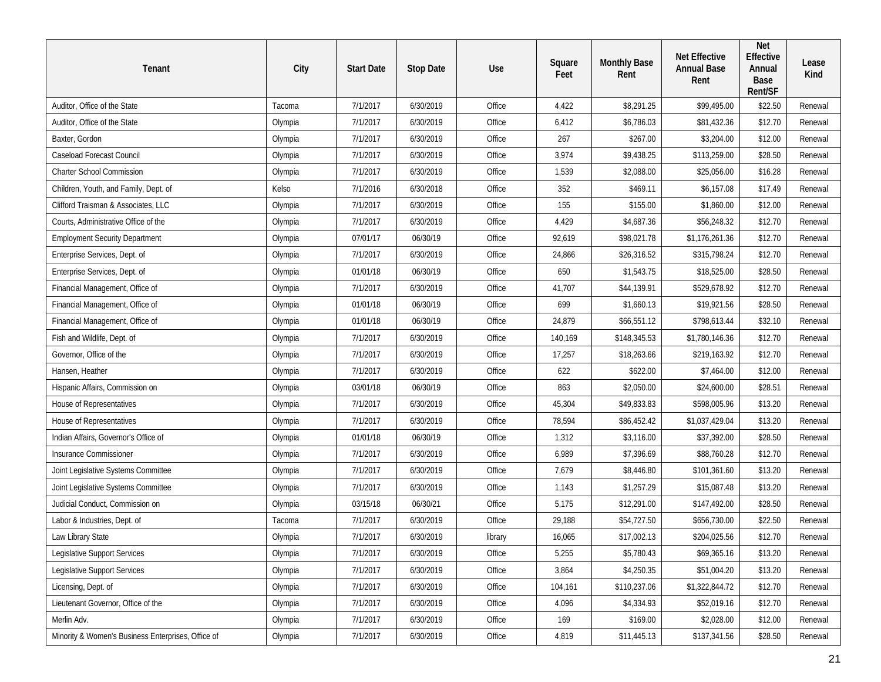| Tenant | City | Start Date | Stop Date | Use | Square Feet | Monthly Base Rent | Net Effective Annual Base Rent | Net Effective Annual Base Rent/SF | Lease Kind |
|---|---|---|---|---|---|---|---|---|---|
| Auditor, Office of the State | Tacoma | 7/1/2017 | 6/30/2019 | Office | 4,422 | $8,291.25 | $99,495.00 | $22.50 | Renewal |
| Auditor, Office of the State | Olympia | 7/1/2017 | 6/30/2019 | Office | 6,412 | $6,786.03 | $81,432.36 | $12.70 | Renewal |
| Baxter, Gordon | Olympia | 7/1/2017 | 6/30/2019 | Office | 267 | $267.00 | $3,204.00 | $12.00 | Renewal |
| Caseload Forecast Council | Olympia | 7/1/2017 | 6/30/2019 | Office | 3,974 | $9,438.25 | $113,259.00 | $28.50 | Renewal |
| Charter School Commission | Olympia | 7/1/2017 | 6/30/2019 | Office | 1,539 | $2,088.00 | $25,056.00 | $16.28 | Renewal |
| Children, Youth, and Family, Dept. of | Kelso | 7/1/2016 | 6/30/2018 | Office | 352 | $469.11 | $6,157.08 | $17.49 | Renewal |
| Clifford Traisman & Associates, LLC | Olympia | 7/1/2017 | 6/30/2019 | Office | 155 | $155.00 | $1,860.00 | $12.00 | Renewal |
| Courts, Administrative Office of the | Olympia | 7/1/2017 | 6/30/2019 | Office | 4,429 | $4,687.36 | $56,248.32 | $12.70 | Renewal |
| Employment Security Department | Olympia | 07/01/17 | 06/30/19 | Office | 92,619 | $98,021.78 | $1,176,261.36 | $12.70 | Renewal |
| Enterprise Services, Dept. of | Olympia | 7/1/2017 | 6/30/2019 | Office | 24,866 | $26,316.52 | $315,798.24 | $12.70 | Renewal |
| Enterprise Services, Dept. of | Olympia | 01/01/18 | 06/30/19 | Office | 650 | $1,543.75 | $18,525.00 | $28.50 | Renewal |
| Financial Management, Office of | Olympia | 7/1/2017 | 6/30/2019 | Office | 41,707 | $44,139.91 | $529,678.92 | $12.70 | Renewal |
| Financial Management, Office of | Olympia | 01/01/18 | 06/30/19 | Office | 699 | $1,660.13 | $19,921.56 | $28.50 | Renewal |
| Financial Management, Office of | Olympia | 01/01/18 | 06/30/19 | Office | 24,879 | $66,551.12 | $798,613.44 | $32.10 | Renewal |
| Fish and Wildlife, Dept. of | Olympia | 7/1/2017 | 6/30/2019 | Office | 140,169 | $148,345.53 | $1,780,146.36 | $12.70 | Renewal |
| Governor, Office of the | Olympia | 7/1/2017 | 6/30/2019 | Office | 17,257 | $18,263.66 | $219,163.92 | $12.70 | Renewal |
| Hansen, Heather | Olympia | 7/1/2017 | 6/30/2019 | Office | 622 | $622.00 | $7,464.00 | $12.00 | Renewal |
| Hispanic Affairs, Commission on | Olympia | 03/01/18 | 06/30/19 | Office | 863 | $2,050.00 | $24,600.00 | $28.51 | Renewal |
| House of Representatives | Olympia | 7/1/2017 | 6/30/2019 | Office | 45,304 | $49,833.83 | $598,005.96 | $13.20 | Renewal |
| House of Representatives | Olympia | 7/1/2017 | 6/30/2019 | Office | 78,594 | $86,452.42 | $1,037,429.04 | $13.20 | Renewal |
| Indian Affairs, Governor's Office of | Olympia | 01/01/18 | 06/30/19 | Office | 1,312 | $3,116.00 | $37,392.00 | $28.50 | Renewal |
| Insurance Commissioner | Olympia | 7/1/2017 | 6/30/2019 | Office | 6,989 | $7,396.69 | $88,760.28 | $12.70 | Renewal |
| Joint Legislative Systems Committee | Olympia | 7/1/2017 | 6/30/2019 | Office | 7,679 | $8,446.80 | $101,361.60 | $13.20 | Renewal |
| Joint Legislative Systems Committee | Olympia | 7/1/2017 | 6/30/2019 | Office | 1,143 | $1,257.29 | $15,087.48 | $13.20 | Renewal |
| Judicial Conduct, Commission on | Olympia | 03/15/18 | 06/30/21 | Office | 5,175 | $12,291.00 | $147,492.00 | $28.50 | Renewal |
| Labor & Industries, Dept. of | Tacoma | 7/1/2017 | 6/30/2019 | Office | 29,188 | $54,727.50 | $656,730.00 | $22.50 | Renewal |
| Law Library State | Olympia | 7/1/2017 | 6/30/2019 | library | 16,065 | $17,002.13 | $204,025.56 | $12.70 | Renewal |
| Legislative Support Services | Olympia | 7/1/2017 | 6/30/2019 | Office | 5,255 | $5,780.43 | $69,365.16 | $13.20 | Renewal |
| Legislative Support Services | Olympia | 7/1/2017 | 6/30/2019 | Office | 3,864 | $4,250.35 | $51,004.20 | $13.20 | Renewal |
| Licensing, Dept. of | Olympia | 7/1/2017 | 6/30/2019 | Office | 104,161 | $110,237.06 | $1,322,844.72 | $12.70 | Renewal |
| Lieutenant Governor, Office of the | Olympia | 7/1/2017 | 6/30/2019 | Office | 4,096 | $4,334.93 | $52,019.16 | $12.70 | Renewal |
| Merlin Adv. | Olympia | 7/1/2017 | 6/30/2019 | Office | 169 | $169.00 | $2,028.00 | $12.00 | Renewal |
| Minority & Women's Business Enterprises, Office of | Olympia | 7/1/2017 | 6/30/2019 | Office | 4,819 | $11,445.13 | $137,341.56 | $28.50 | Renewal |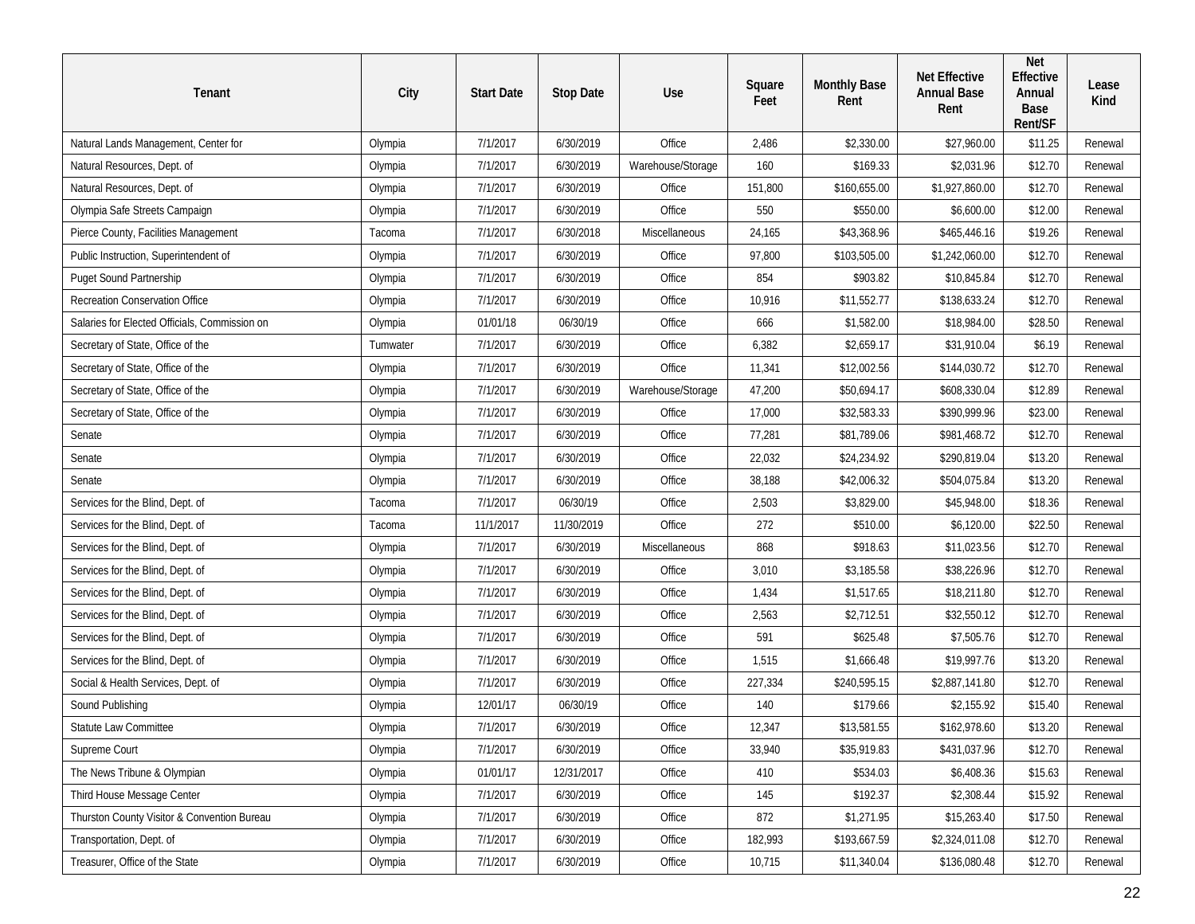| Tenant | City | Start Date | Stop Date | Use | Square Feet | Monthly Base Rent | Net Effective Annual Base Rent | Net Effective Annual Base Rent/SF | Lease Kind |
|---|---|---|---|---|---|---|---|---|---|
| Natural Lands Management, Center for | Olympia | 7/1/2017 | 6/30/2019 | Office | 2,486 | $2,330.00 | $27,960.00 | $11.25 | Renewal |
| Natural Resources, Dept. of | Olympia | 7/1/2017 | 6/30/2019 | Warehouse/Storage | 160 | $169.33 | $2,031.96 | $12.70 | Renewal |
| Natural Resources, Dept. of | Olympia | 7/1/2017 | 6/30/2019 | Office | 151,800 | $160,655.00 | $1,927,860.00 | $12.70 | Renewal |
| Olympia Safe Streets Campaign | Olympia | 7/1/2017 | 6/30/2019 | Office | 550 | $550.00 | $6,600.00 | $12.00 | Renewal |
| Pierce County, Facilities Management | Tacoma | 7/1/2017 | 6/30/2018 | Miscellaneous | 24,165 | $43,368.96 | $465,446.16 | $19.26 | Renewal |
| Public Instruction, Superintendent of | Olympia | 7/1/2017 | 6/30/2019 | Office | 97,800 | $103,505.00 | $1,242,060.00 | $12.70 | Renewal |
| Puget Sound Partnership | Olympia | 7/1/2017 | 6/30/2019 | Office | 854 | $903.82 | $10,845.84 | $12.70 | Renewal |
| Recreation Conservation Office | Olympia | 7/1/2017 | 6/30/2019 | Office | 10,916 | $11,552.77 | $138,633.24 | $12.70 | Renewal |
| Salaries for Elected Officials, Commission on | Olympia | 01/01/18 | 06/30/19 | Office | 666 | $1,582.00 | $18,984.00 | $28.50 | Renewal |
| Secretary of State, Office of the | Tumwater | 7/1/2017 | 6/30/2019 | Office | 6,382 | $2,659.17 | $31,910.04 | $6.19 | Renewal |
| Secretary of State, Office of the | Olympia | 7/1/2017 | 6/30/2019 | Office | 11,341 | $12,002.56 | $144,030.72 | $12.70 | Renewal |
| Secretary of State, Office of the | Olympia | 7/1/2017 | 6/30/2019 | Warehouse/Storage | 47,200 | $50,694.17 | $608,330.04 | $12.89 | Renewal |
| Secretary of State, Office of the | Olympia | 7/1/2017 | 6/30/2019 | Office | 17,000 | $32,583.33 | $390,999.96 | $23.00 | Renewal |
| Senate | Olympia | 7/1/2017 | 6/30/2019 | Office | 77,281 | $81,789.06 | $981,468.72 | $12.70 | Renewal |
| Senate | Olympia | 7/1/2017 | 6/30/2019 | Office | 22,032 | $24,234.92 | $290,819.04 | $13.20 | Renewal |
| Senate | Olympia | 7/1/2017 | 6/30/2019 | Office | 38,188 | $42,006.32 | $504,075.84 | $13.20 | Renewal |
| Services for the Blind, Dept. of | Tacoma | 7/1/2017 | 06/30/19 | Office | 2,503 | $3,829.00 | $45,948.00 | $18.36 | Renewal |
| Services for the Blind, Dept. of | Tacoma | 11/1/2017 | 11/30/2019 | Office | 272 | $510.00 | $6,120.00 | $22.50 | Renewal |
| Services for the Blind, Dept. of | Olympia | 7/1/2017 | 6/30/2019 | Miscellaneous | 868 | $918.63 | $11,023.56 | $12.70 | Renewal |
| Services for the Blind, Dept. of | Olympia | 7/1/2017 | 6/30/2019 | Office | 3,010 | $3,185.58 | $38,226.96 | $12.70 | Renewal |
| Services for the Blind, Dept. of | Olympia | 7/1/2017 | 6/30/2019 | Office | 1,434 | $1,517.65 | $18,211.80 | $12.70 | Renewal |
| Services for the Blind, Dept. of | Olympia | 7/1/2017 | 6/30/2019 | Office | 2,563 | $2,712.51 | $32,550.12 | $12.70 | Renewal |
| Services for the Blind, Dept. of | Olympia | 7/1/2017 | 6/30/2019 | Office | 591 | $625.48 | $7,505.76 | $12.70 | Renewal |
| Services for the Blind, Dept. of | Olympia | 7/1/2017 | 6/30/2019 | Office | 1,515 | $1,666.48 | $19,997.76 | $13.20 | Renewal |
| Social & Health Services, Dept. of | Olympia | 7/1/2017 | 6/30/2019 | Office | 227,334 | $240,595.15 | $2,887,141.80 | $12.70 | Renewal |
| Sound Publishing | Olympia | 12/01/17 | 06/30/19 | Office | 140 | $179.66 | $2,155.92 | $15.40 | Renewal |
| Statute Law Committee | Olympia | 7/1/2017 | 6/30/2019 | Office | 12,347 | $13,581.55 | $162,978.60 | $13.20 | Renewal |
| Supreme Court | Olympia | 7/1/2017 | 6/30/2019 | Office | 33,940 | $35,919.83 | $431,037.96 | $12.70 | Renewal |
| The News Tribune & Olympian | Olympia | 01/01/17 | 12/31/2017 | Office | 410 | $534.03 | $6,408.36 | $15.63 | Renewal |
| Third House Message Center | Olympia | 7/1/2017 | 6/30/2019 | Office | 145 | $192.37 | $2,308.44 | $15.92 | Renewal |
| Thurston County Visitor & Convention Bureau | Olympia | 7/1/2017 | 6/30/2019 | Office | 872 | $1,271.95 | $15,263.40 | $17.50 | Renewal |
| Transportation, Dept. of | Olympia | 7/1/2017 | 6/30/2019 | Office | 182,993 | $193,667.59 | $2,324,011.08 | $12.70 | Renewal |
| Treasurer, Office of the State | Olympia | 7/1/2017 | 6/30/2019 | Office | 10,715 | $11,340.04 | $136,080.48 | $12.70 | Renewal |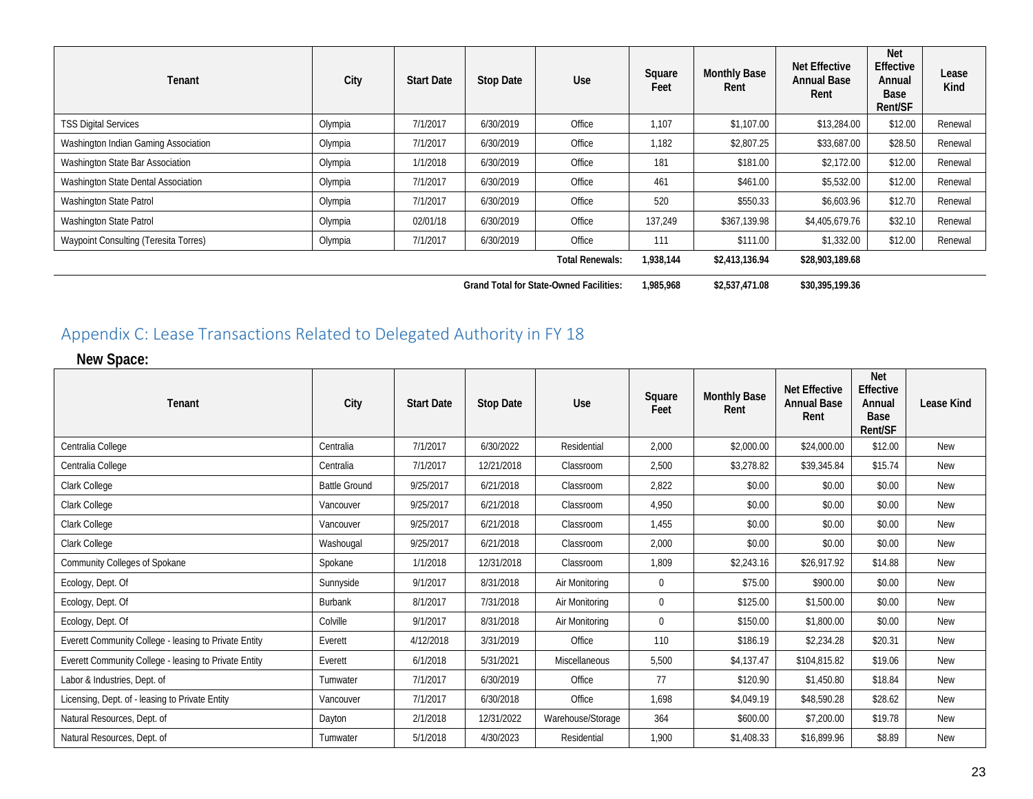| Tenant | City | Start Date | Stop Date | Use | Square Feet | Monthly Base Rent | Net Effective Annual Base Rent | Net Effective Annual Base Rent/SF | Lease Kind |
|---|---|---|---|---|---|---|---|---|---|
| TSS Digital Services | Olympia | 7/1/2017 | 6/30/2019 | Office | 1,107 | $1,107.00 | $13,284.00 | $12.00 | Renewal |
| Washington Indian Gaming Association | Olympia | 7/1/2017 | 6/30/2019 | Office | 1,182 | $2,807.25 | $33,687.00 | $28.50 | Renewal |
| Washington State Bar Association | Olympia | 1/1/2018 | 6/30/2019 | Office | 181 | $181.00 | $2,172.00 | $12.00 | Renewal |
| Washington State Dental Association | Olympia | 7/1/2017 | 6/30/2019 | Office | 461 | $461.00 | $5,532.00 | $12.00 | Renewal |
| Washington State Patrol | Olympia | 7/1/2017 | 6/30/2019 | Office | 520 | $550.33 | $6,603.96 | $12.70 | Renewal |
| Washington State Patrol | Olympia | 02/01/18 | 6/30/2019 | Office | 137,249 | $367,139.98 | $4,405,679.76 | $32.10 | Renewal |
| Waypoint Consulting (Teresita Torres) | Olympia | 7/1/2017 | 6/30/2019 | Office | 111 | $111.00 | $1,332.00 | $12.00 | Renewal |
| | | | | **Total Renewals:** | **1,938,144** | **$2,413,136.94** | **$28,903,189.68** | | |
| | | | | **Grand Total for State-Owned Facilities:** | **1,985,968** | **$2,537,471.08** | **$30,395,199.36** | | |

## Appendix C: Lease Transactions Related to Delegated Authority in FY 18

### New Space:

| Tenant | City | Start Date | Stop Date | Use | Square Feet | Monthly Base Rent | Net Effective Annual Base Rent | Net Effective Annual Base Rent/SF | Lease Kind |
|---|---|---|---|---|---|---|---|---|---|
| Centralia College | Centralia | 7/1/2017 | 6/30/2022 | Residential | 2,000 | $2,000.00 | $24,000.00 | $12.00 | New |
| Centralia College | Centralia | 7/1/2017 | 12/21/2018 | Classroom | 2,500 | $3,278.82 | $39,345.84 | $15.74 | New |
| Clark College | Battle Ground | 9/25/2017 | 6/21/2018 | Classroom | 2,822 | $0.00 | $0.00 | $0.00 | New |
| Clark College | Vancouver | 9/25/2017 | 6/21/2018 | Classroom | 4,950 | $0.00 | $0.00 | $0.00 | New |
| Clark College | Vancouver | 9/25/2017 | 6/21/2018 | Classroom | 1,455 | $0.00 | $0.00 | $0.00 | New |
| Clark College | Washougal | 9/25/2017 | 6/21/2018 | Classroom | 2,000 | $0.00 | $0.00 | $0.00 | New |
| Community Colleges of Spokane | Spokane | 1/1/2018 | 12/31/2018 | Classroom | 1,809 | $2,243.16 | $26,917.92 | $14.88 | New |
| Ecology, Dept. Of | Sunnyside | 9/1/2017 | 8/31/2018 | Air Monitoring | 0 | $75.00 | $900.00 | $0.00 | New |
| Ecology, Dept. Of | Burbank | 8/1/2017 | 7/31/2018 | Air Monitoring | 0 | $125.00 | $1,500.00 | $0.00 | New |
| Ecology, Dept. Of | Colville | 9/1/2017 | 8/31/2018 | Air Monitoring | 0 | $150.00 | $1,800.00 | $0.00 | New |
| Everett Community College - leasing to Private Entity | Everett | 4/12/2018 | 3/31/2019 | Office | 110 | $186.19 | $2,234.28 | $20.31 | New |
| Everett Community College - leasing to Private Entity | Everett | 6/1/2018 | 5/31/2021 | Miscellaneous | 5,500 | $4,137.47 | $104,815.82 | $19.06 | New |
| Labor & Industries, Dept. of | Tumwater | 7/1/2017 | 6/30/2019 | Office | 77 | $120.90 | $1,450.80 | $18.84 | New |
| Licensing, Dept. of - leasing to Private Entity | Vancouver | 7/1/2017 | 6/30/2018 | Office | 1,698 | $4,049.19 | $48,590.28 | $28.62 | New |
| Natural Resources, Dept. of | Dayton | 2/1/2018 | 12/31/2022 | Warehouse/Storage | 364 | $600.00 | $7,200.00 | $19.78 | New |
| Natural Resources, Dept. of | Tumwater | 5/1/2018 | 4/30/2023 | Residential | 1,900 | $1,408.33 | $16,899.96 | $8.89 | New |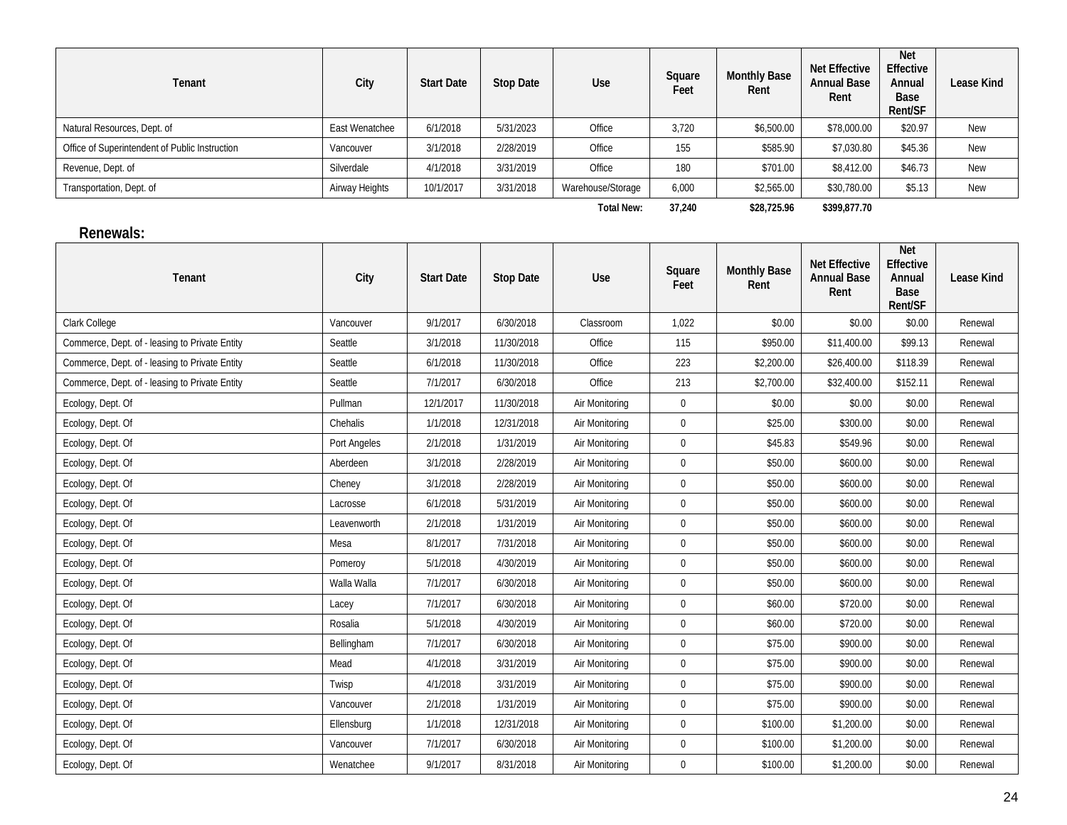| Tenant | City | Start Date | Stop Date | Use | Square Feet | Monthly Base Rent | Net Effective Annual Base Rent | Net Effective Annual Base Rent/SF | Lease Kind |
|---|---|---|---|---|---|---|---|---|---|
| Natural Resources, Dept. of | East Wenatchee | 6/1/2018 | 5/31/2023 | Office | 3,720 | $6,500.00 | $78,000.00 | $20.97 | New |
| Office of Superintendent of Public Instruction | Vancouver | 3/1/2018 | 2/28/2019 | Office | 155 | $585.90 | $7,030.80 | $45.36 | New |
| Revenue, Dept. of | Silverdale | 4/1/2018 | 3/31/2019 | Office | 180 | $701.00 | $8,412.00 | $46.73 | New |
| Transportation, Dept. of | Airway Heights | 10/1/2017 | 3/31/2018 | Warehouse/Storage | 6,000 | $2,565.00 | $30,780.00 | $5.13 | New |
| | | | | **Total New:** | **37,240** | **$28,725.96** | **$399,877.70** | | |

## Renewals:

| Tenant | City | Start Date | Stop Date | Use | Square Feet | Monthly Base Rent | Net Effective Annual Base Rent | Net Effective Annual Base Rent/SF | Lease Kind |
|---|---|---|---|---|---|---|---|---|---|
| Clark College | Vancouver | 9/1/2017 | 6/30/2018 | Classroom | 1,022 | $0.00 | $0.00 | $0.00 | Renewal |
| Commerce, Dept. of - leasing to Private Entity | Seattle | 3/1/2018 | 11/30/2018 | Office | 115 | $950.00 | $11,400.00 | $99.13 | Renewal |
| Commerce, Dept. of - leasing to Private Entity | Seattle | 6/1/2018 | 11/30/2018 | Office | 223 | $2,200.00 | $26,400.00 | $118.39 | Renewal |
| Commerce, Dept. of - leasing to Private Entity | Seattle | 7/1/2017 | 6/30/2018 | Office | 213 | $2,700.00 | $32,400.00 | $152.11 | Renewal |
| Ecology, Dept. Of | Pullman | 12/1/2017 | 11/30/2018 | Air Monitoring | 0 | $0.00 | $0.00 | $0.00 | Renewal |
| Ecology, Dept. Of | Chehalis | 1/1/2018 | 12/31/2018 | Air Monitoring | 0 | $25.00 | $300.00 | $0.00 | Renewal |
| Ecology, Dept. Of | Port Angeles | 2/1/2018 | 1/31/2019 | Air Monitoring | 0 | $45.83 | $549.96 | $0.00 | Renewal |
| Ecology, Dept. Of | Aberdeen | 3/1/2018 | 2/28/2019 | Air Monitoring | 0 | $50.00 | $600.00 | $0.00 | Renewal |
| Ecology, Dept. Of | Cheney | 3/1/2018 | 2/28/2019 | Air Monitoring | 0 | $50.00 | $600.00 | $0.00 | Renewal |
| Ecology, Dept. Of | Lacrosse | 6/1/2018 | 5/31/2019 | Air Monitoring | 0 | $50.00 | $600.00 | $0.00 | Renewal |
| Ecology, Dept. Of | Leavenworth | 2/1/2018 | 1/31/2019 | Air Monitoring | 0 | $50.00 | $600.00 | $0.00 | Renewal |
| Ecology, Dept. Of | Mesa | 8/1/2017 | 7/31/2018 | Air Monitoring | 0 | $50.00 | $600.00 | $0.00 | Renewal |
| Ecology, Dept. Of | Pomeroy | 5/1/2018 | 4/30/2019 | Air Monitoring | 0 | $50.00 | $600.00 | $0.00 | Renewal |
| Ecology, Dept. Of | Walla Walla | 7/1/2017 | 6/30/2018 | Air Monitoring | 0 | $50.00 | $600.00 | $0.00 | Renewal |
| Ecology, Dept. Of | Lacey | 7/1/2017 | 6/30/2018 | Air Monitoring | 0 | $60.00 | $720.00 | $0.00 | Renewal |
| Ecology, Dept. Of | Rosalia | 5/1/2018 | 4/30/2019 | Air Monitoring | 0 | $60.00 | $720.00 | $0.00 | Renewal |
| Ecology, Dept. Of | Bellingham | 7/1/2017 | 6/30/2018 | Air Monitoring | 0 | $75.00 | $900.00 | $0.00 | Renewal |
| Ecology, Dept. Of | Mead | 4/1/2018 | 3/31/2019 | Air Monitoring | 0 | $75.00 | $900.00 | $0.00 | Renewal |
| Ecology, Dept. Of | Twisp | 4/1/2018 | 3/31/2019 | Air Monitoring | 0 | $75.00 | $900.00 | $0.00 | Renewal |
| Ecology, Dept. Of | Vancouver | 2/1/2018 | 1/31/2019 | Air Monitoring | 0 | $75.00 | $900.00 | $0.00 | Renewal |
| Ecology, Dept. Of | Ellensburg | 1/1/2018 | 12/31/2018 | Air Monitoring | 0 | $100.00 | $1,200.00 | $0.00 | Renewal |
| Ecology, Dept. Of | Vancouver | 7/1/2017 | 6/30/2018 | Air Monitoring | 0 | $100.00 | $1,200.00 | $0.00 | Renewal |
| Ecology, Dept. Of | Wenatchee | 9/1/2017 | 8/31/2018 | Air Monitoring | 0 | $100.00 | $1,200.00 | $0.00 | Renewal |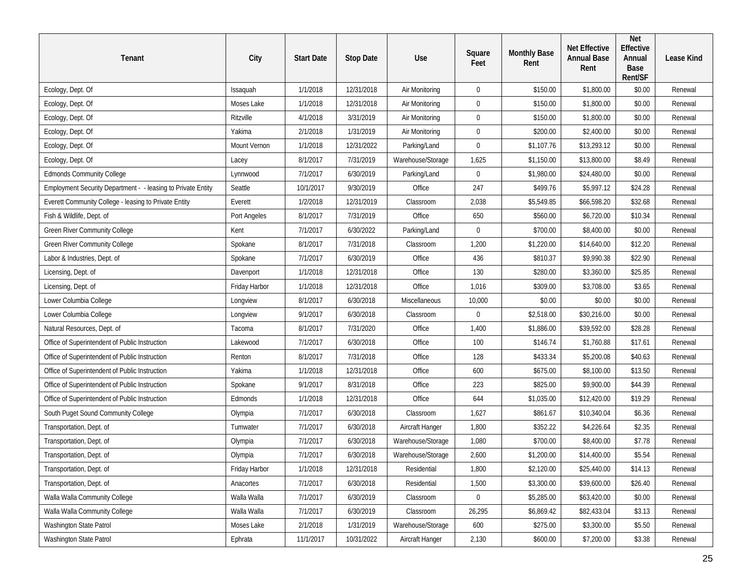| Tenant | City | Start Date | Stop Date | Use | Square Feet | Monthly Base Rent | Net Effective Annual Base Rent | Net Effective Annual Base Rent/SF | Lease Kind |
|---|---|---|---|---|---|---|---|---|---|
| Ecology, Dept. Of | Issaquah | 1/1/2018 | 12/31/2018 | Air Monitoring | 0 | $150.00 | $1,800.00 | $0.00 | Renewal |
| Ecology, Dept. Of | Moses Lake | 1/1/2018 | 12/31/2018 | Air Monitoring | 0 | $150.00 | $1,800.00 | $0.00 | Renewal |
| Ecology, Dept. Of | Ritzville | 4/1/2018 | 3/31/2019 | Air Monitoring | 0 | $150.00 | $1,800.00 | $0.00 | Renewal |
| Ecology, Dept. Of | Yakima | 2/1/2018 | 1/31/2019 | Air Monitoring | 0 | $200.00 | $2,400.00 | $0.00 | Renewal |
| Ecology, Dept. Of | Mount Vernon | 1/1/2018 | 12/31/2022 | Parking/Land | 0 | $1,107.76 | $13,293.12 | $0.00 | Renewal |
| Ecology, Dept. Of | Lacey | 8/1/2017 | 7/31/2019 | Warehouse/Storage | 1,625 | $1,150.00 | $13,800.00 | $8.49 | Renewal |
| Edmonds Community College | Lynnwood | 7/1/2017 | 6/30/2019 | Parking/Land | 0 | $1,980.00 | $24,480.00 | $0.00 | Renewal |
| Employment Security Department - - leasing to Private Entity | Seattle | 10/1/2017 | 9/30/2019 | Office | 247 | $499.76 | $5,997.12 | $24.28 | Renewal |
| Everett Community College - leasing to Private Entity | Everett | 1/2/2018 | 12/31/2019 | Classroom | 2,038 | $5,549.85 | $66,598.20 | $32.68 | Renewal |
| Fish & Wildlife, Dept. of | Port Angeles | 8/1/2017 | 7/31/2019 | Office | 650 | $560.00 | $6,720.00 | $10.34 | Renewal |
| Green River Community College | Kent | 7/1/2017 | 6/30/2022 | Parking/Land | 0 | $700.00 | $8,400.00 | $0.00 | Renewal |
| Green River Community College | Spokane | 8/1/2017 | 7/31/2018 | Classroom | 1,200 | $1,220.00 | $14,640.00 | $12.20 | Renewal |
| Labor & Industries, Dept. of | Spokane | 7/1/2017 | 6/30/2019 | Office | 436 | $810.37 | $9,990.38 | $22.90 | Renewal |
| Licensing, Dept. of | Davenport | 1/1/2018 | 12/31/2018 | Office | 130 | $280.00 | $3,360.00 | $25.85 | Renewal |
| Licensing, Dept. of | Friday Harbor | 1/1/2018 | 12/31/2018 | Office | 1,016 | $309.00 | $3,708.00 | $3.65 | Renewal |
| Lower Columbia College | Longview | 8/1/2017 | 6/30/2018 | Miscellaneous | 10,000 | $0.00 | $0.00 | $0.00 | Renewal |
| Lower Columbia College | Longview | 9/1/2017 | 6/30/2018 | Classroom | 0 | $2,518.00 | $30,216.00 | $0.00 | Renewal |
| Natural Resources, Dept. of | Tacoma | 8/1/2017 | 7/31/2020 | Office | 1,400 | $1,886.00 | $39,592.00 | $28.28 | Renewal |
| Office of Superintendent of Public Instruction | Lakewood | 7/1/2017 | 6/30/2018 | Office | 100 | $146.74 | $1,760.88 | $17.61 | Renewal |
| Office of Superintendent of Public Instruction | Renton | 8/1/2017 | 7/31/2018 | Office | 128 | $433.34 | $5,200.08 | $40.63 | Renewal |
| Office of Superintendent of Public Instruction | Yakima | 1/1/2018 | 12/31/2018 | Office | 600 | $675.00 | $8,100.00 | $13.50 | Renewal |
| Office of Superintendent of Public Instruction | Spokane | 9/1/2017 | 8/31/2018 | Office | 223 | $825.00 | $9,900.00 | $44.39 | Renewal |
| Office of Superintendent of Public Instruction | Edmonds | 1/1/2018 | 12/31/2018 | Office | 644 | $1,035.00 | $12,420.00 | $19.29 | Renewal |
| South Puget Sound Community College | Olympia | 7/1/2017 | 6/30/2018 | Classroom | 1,627 | $861.67 | $10,340.04 | $6.36 | Renewal |
| Transportation, Dept. of | Tumwater | 7/1/2017 | 6/30/2018 | Aircraft Hanger | 1,800 | $352.22 | $4,226.64 | $2.35 | Renewal |
| Transportation, Dept. of | Olympia | 7/1/2017 | 6/30/2018 | Warehouse/Storage | 1,080 | $700.00 | $8,400.00 | $7.78 | Renewal |
| Transportation, Dept. of | Olympia | 7/1/2017 | 6/30/2018 | Warehouse/Storage | 2,600 | $1,200.00 | $14,400.00 | $5.54 | Renewal |
| Transportation, Dept. of | Friday Harbor | 1/1/2018 | 12/31/2018 | Residential | 1,800 | $2,120.00 | $25,440.00 | $14.13 | Renewal |
| Transportation, Dept. of | Anacortes | 7/1/2017 | 6/30/2018 | Residential | 1,500 | $3,300.00 | $39,600.00 | $26.40 | Renewal |
| Walla Walla Community College | Walla Walla | 7/1/2017 | 6/30/2019 | Classroom | 0 | $5,285.00 | $63,420.00 | $0.00 | Renewal |
| Walla Walla Community College | Walla Walla | 7/1/2017 | 6/30/2019 | Classroom | 26,295 | $6,869.42 | $82,433.04 | $3.13 | Renewal |
| Washington State Patrol | Moses Lake | 2/1/2018 | 1/31/2019 | Warehouse/Storage | 600 | $275.00 | $3,300.00 | $5.50 | Renewal |
| Washington State Patrol | Ephrata | 11/1/2017 | 10/31/2022 | Aircraft Hanger | 2,130 | $600.00 | $7,200.00 | $3.38 | Renewal |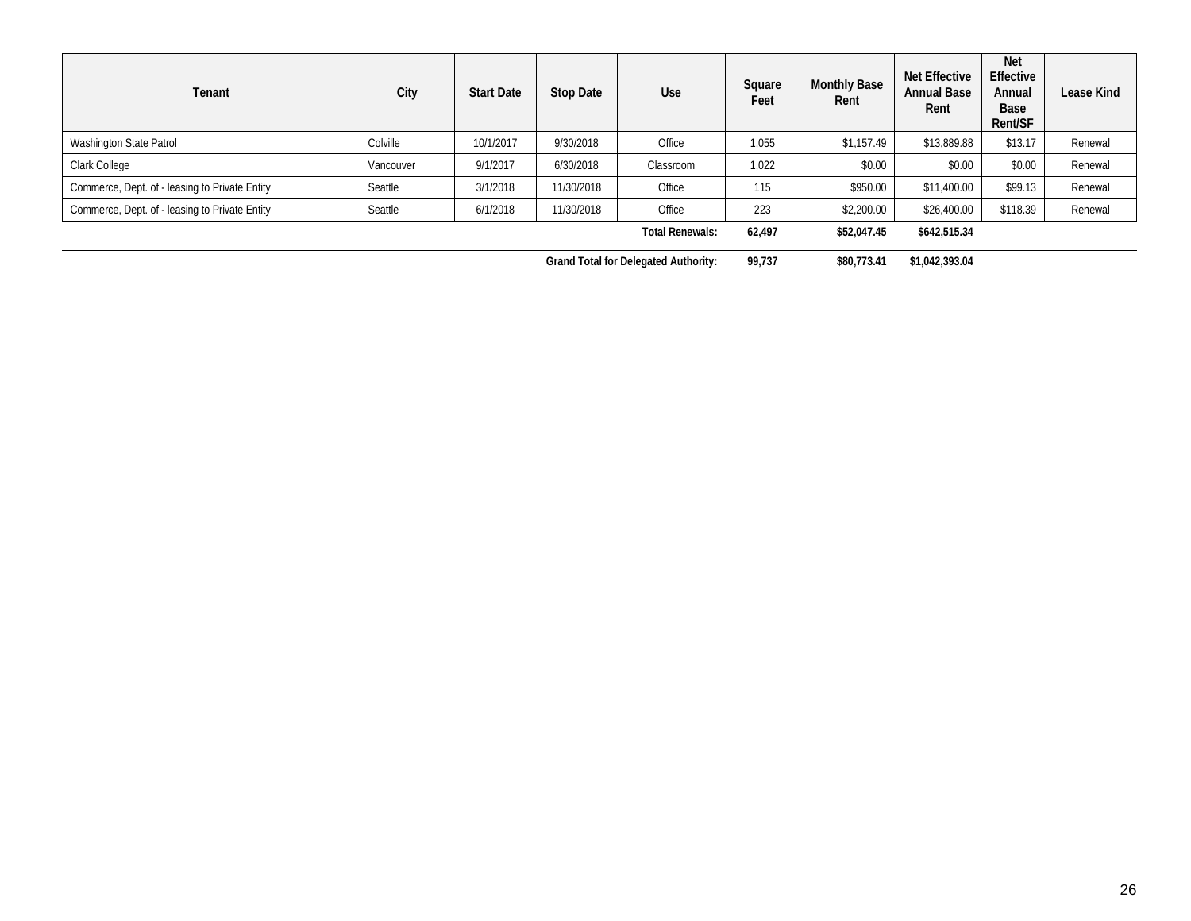| Tenant | City | Start Date | Stop Date | Use | Square Feet | Monthly Base Rent | Net Effective Annual Base Rent | Net Effective Annual Base Rent/SF | Lease Kind |
|---|---|---|---|---|---|---|---|---|---|
| Washington State Patrol | Colville | 10/1/2017 | 9/30/2018 | Office | 1,055 | $1,157.49 | $13,889.88 | $13.17 | Renewal |
| Clark College | Vancouver | 9/1/2017 | 6/30/2018 | Classroom | 1,022 | $0.00 | $0.00 | $0.00 | Renewal |
| Commerce, Dept. of - leasing to Private Entity | Seattle | 3/1/2018 | 11/30/2018 | Office | 115 | $950.00 | $11,400.00 | $99.13 | Renewal |
| Commerce, Dept. of - leasing to Private Entity | Seattle | 6/1/2018 | 11/30/2018 | Office | 223 | $2,200.00 | $26,400.00 | $118.39 | Renewal |
| | | | | **Total Renewals:** | **62,497** | **$52,047.45** | **$642,515.34** | | |
| | | | | **Grand Total for Delegated Authority:** | **99,737** | **$80,773.41** | **$1,042,393.04** | | |